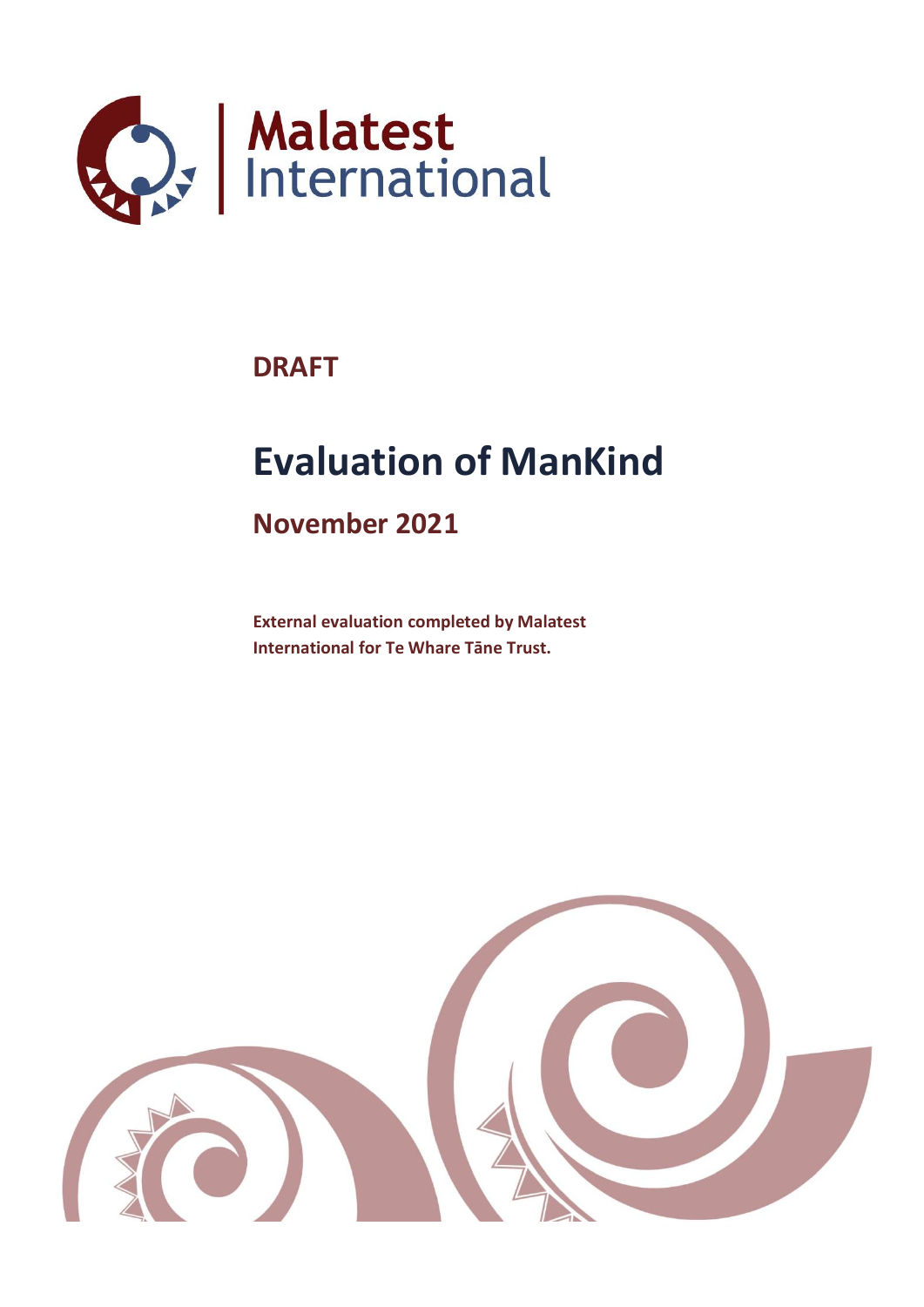Malatest International

**DRAFT**

# Evaluation of ManKind

## November 2021

**External evaluation completed by Malatest International for Te Whare Tāne Trust.**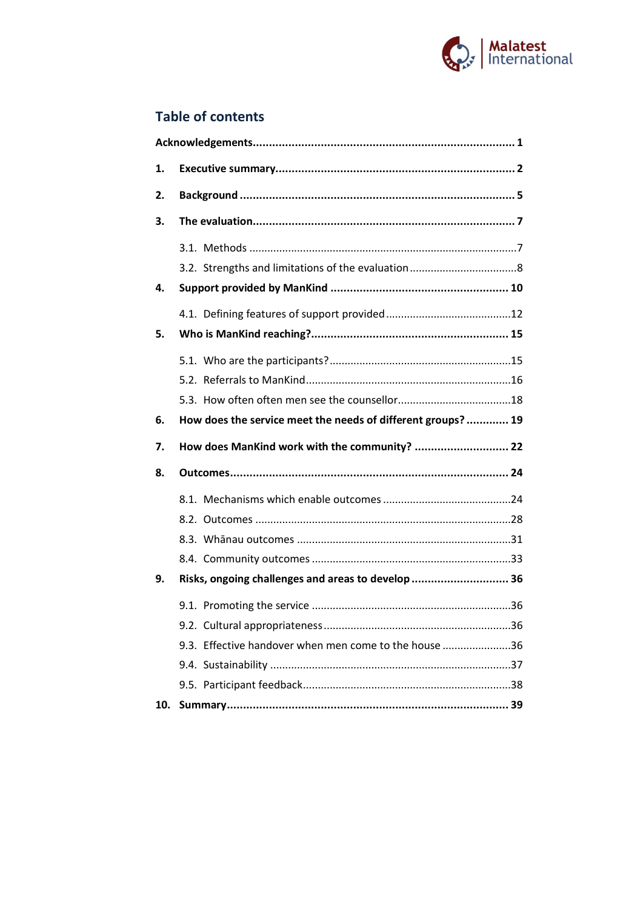## Table of contents

**Acknowledgements** ........ **1**

**1. Executive summary** ........ **2**

**2. Background** ........ **5**

**3. The evaluation** ........ **7**

- 3.1. Methods ........ 7
- 3.2. Strengths and limitations of the evaluation ........ 8

**4. Support provided by ManKind** ........ **10**

- 4.1. Defining features of support provided ........ 12

**5. Who is ManKind reaching?** ........ **15**

- 5.1. Who are the participants? ........ 15
- 5.2. Referrals to ManKind ........ 16
- 5.3. How often often men see the counsellor ........ 18

**6. How does the service meet the needs of different groups?** ........ **19**

**7. How does ManKind work with the community?** ........ **22**

**8. Outcomes** ........ **24**

- 8.1. Mechanisms which enable outcomes ........ 24
- 8.2. Outcomes ........ 28
- 8.3. Whānau outcomes ........ 31
- 8.4. Community outcomes ........ 33

**9. Risks, ongoing challenges and areas to develop** ........ **36**

- 9.1. Promoting the service ........ 36
- 9.2. Cultural appropriateness ........ 36
- 9.3. Effective handover when men come to the house ........ 36
- 9.4. Sustainability ........ 37
- 9.5. Participant feedback ........ 38

**10. Summary** ........ **39**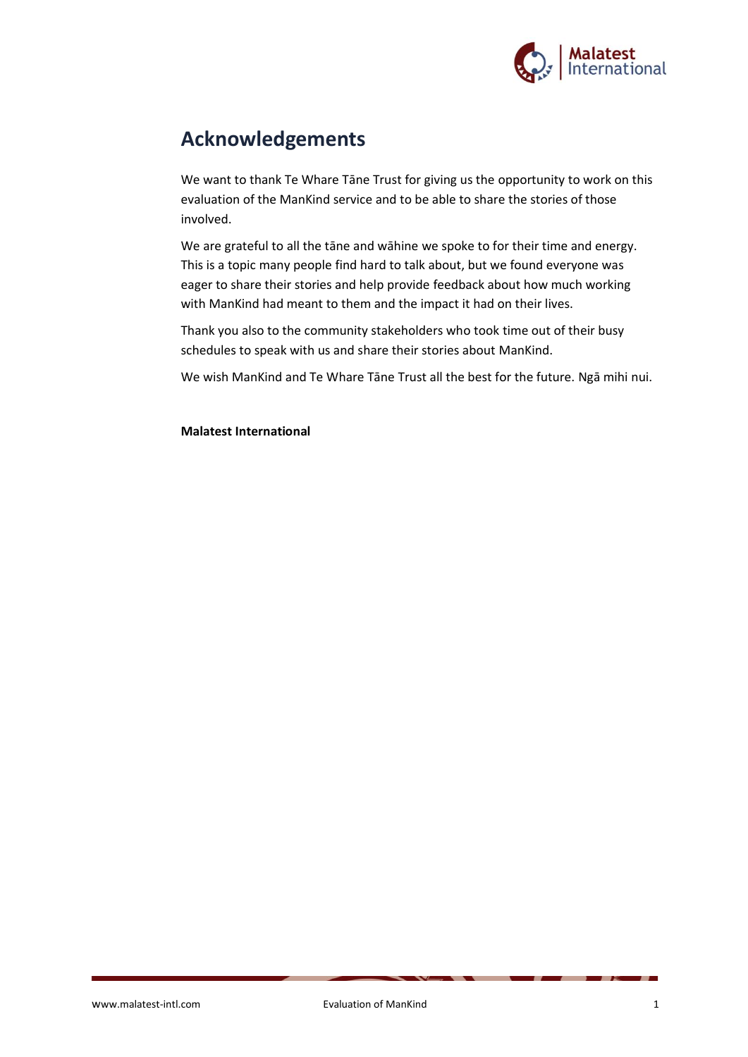# Acknowledgements

We want to thank Te Whare Tāne Trust for giving us the opportunity to work on this evaluation of the ManKind service and to be able to share the stories of those involved.

We are grateful to all the tāne and wāhine we spoke to for their time and energy. This is a topic many people find hard to talk about, but we found everyone was eager to share their stories and help provide feedback about how much working with ManKind had meant to them and the impact it had on their lives.

Thank you also to the community stakeholders who took time out of their busy schedules to speak with us and share their stories about ManKind.

We wish ManKind and Te Whare Tāne Trust all the best for the future. Ngā mihi nui.

**Malatest International**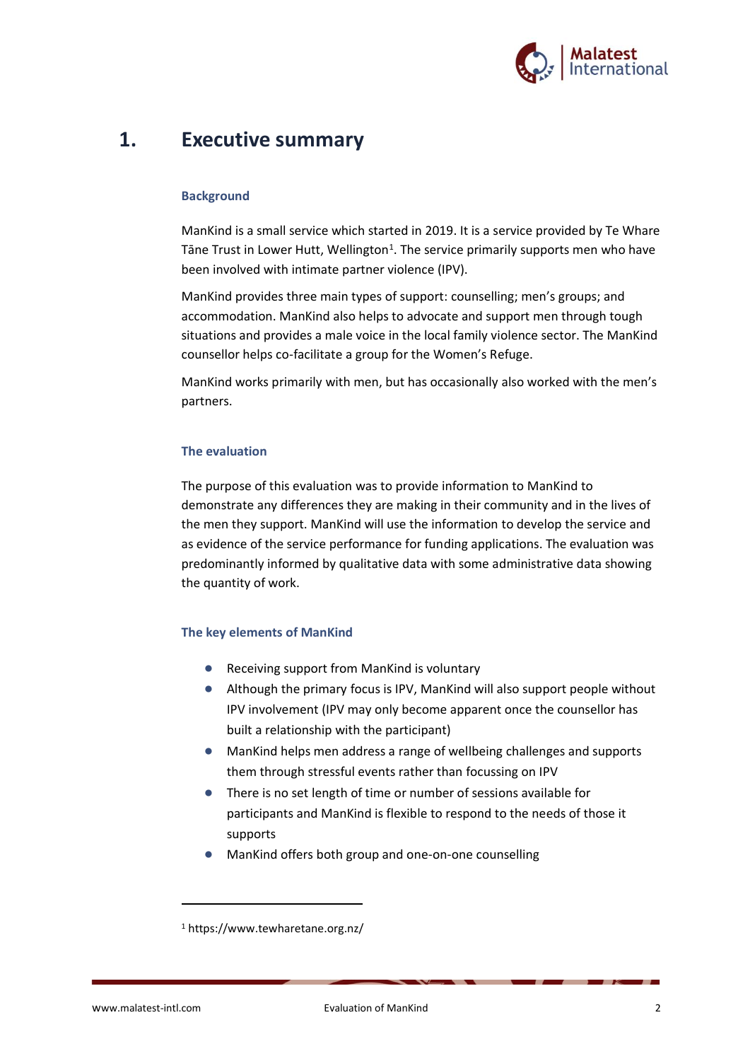# 1. Executive summary

### Background

ManKind is a small service which started in 2019. It is a service provided by Te Whare Tāne Trust in Lower Hutt, Wellington[1]. The service primarily supports men who have been involved with intimate partner violence (IPV).

ManKind provides three main types of support: counselling; men's groups; and accommodation. ManKind also helps to advocate and support men through tough situations and provides a male voice in the local family violence sector. The ManKind counsellor helps co-facilitate a group for the Women's Refuge.

ManKind works primarily with men, but has occasionally also worked with the men's partners.

### The evaluation

The purpose of this evaluation was to provide information to ManKind to demonstrate any differences they are making in their community and in the lives of the men they support. ManKind will use the information to develop the service and as evidence of the service performance for funding applications. The evaluation was predominantly informed by qualitative data with some administrative data showing the quantity of work.

### The key elements of ManKind

- Receiving support from ManKind is voluntary
- Although the primary focus is IPV, ManKind will also support people without IPV involvement (IPV may only become apparent once the counsellor has built a relationship with the participant)
- ManKind helps men address a range of wellbeing challenges and supports them through stressful events rather than focussing on IPV
- There is no set length of time or number of sessions available for participants and ManKind is flexible to respond to the needs of those it supports
- ManKind offers both group and one-on-one counselling

[1] https://www.tewharetane.org.nz/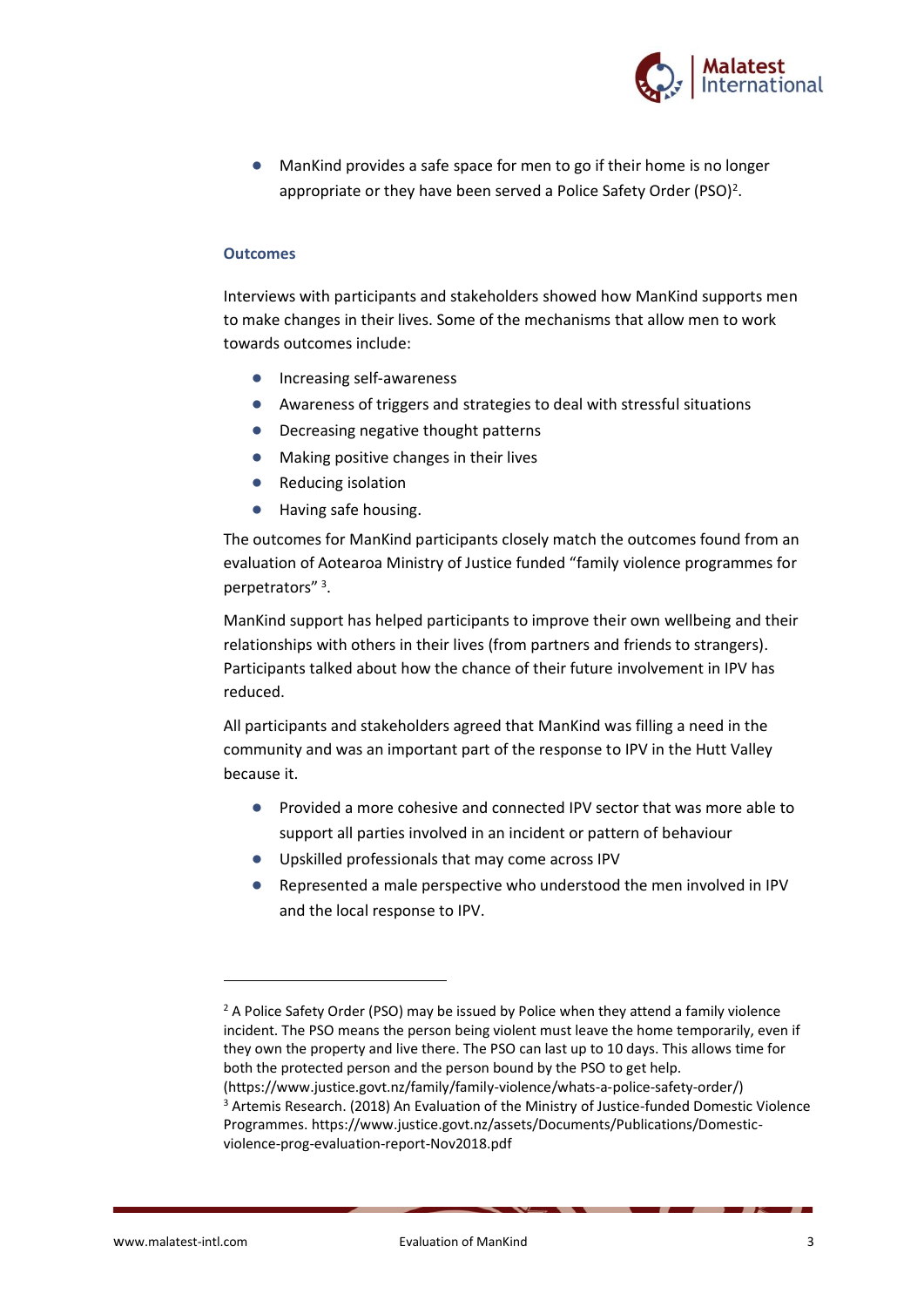- ManKind provides a safe space for men to go if their home is no longer appropriate or they have been served a Police Safety Order (PSO)[2].

### Outcomes

Interviews with participants and stakeholders showed how ManKind supports men to make changes in their lives. Some of the mechanisms that allow men to work towards outcomes include:

- Increasing self-awareness
- Awareness of triggers and strategies to deal with stressful situations
- Decreasing negative thought patterns
- Making positive changes in their lives
- Reducing isolation
- Having safe housing.

The outcomes for ManKind participants closely match the outcomes found from an evaluation of Aotearoa Ministry of Justice funded "family violence programmes for perpetrators" [3].

ManKind support has helped participants to improve their own wellbeing and their relationships with others in their lives (from partners and friends to strangers). Participants talked about how the chance of their future involvement in IPV has reduced.

All participants and stakeholders agreed that ManKind was filling a need in the community and was an important part of the response to IPV in the Hutt Valley because it.

- Provided a more cohesive and connected IPV sector that was more able to support all parties involved in an incident or pattern of behaviour
- Upskilled professionals that may come across IPV
- Represented a male perspective who understood the men involved in IPV and the local response to IPV.

---

[2] A Police Safety Order (PSO) may be issued by Police when they attend a family violence incident. The PSO means the person being violent must leave the home temporarily, even if they own the property and live there. The PSO can last up to 10 days. This allows time for both the protected person and the person bound by the PSO to get help. (https://www.justice.govt.nz/family/family-violence/whats-a-police-safety-order/)

[3] Artemis Research. (2018) An Evaluation of the Ministry of Justice-funded Domestic Violence Programmes. https://www.justice.govt.nz/assets/Documents/Publications/Domestic-violence-prog-evaluation-report-Nov2018.pdf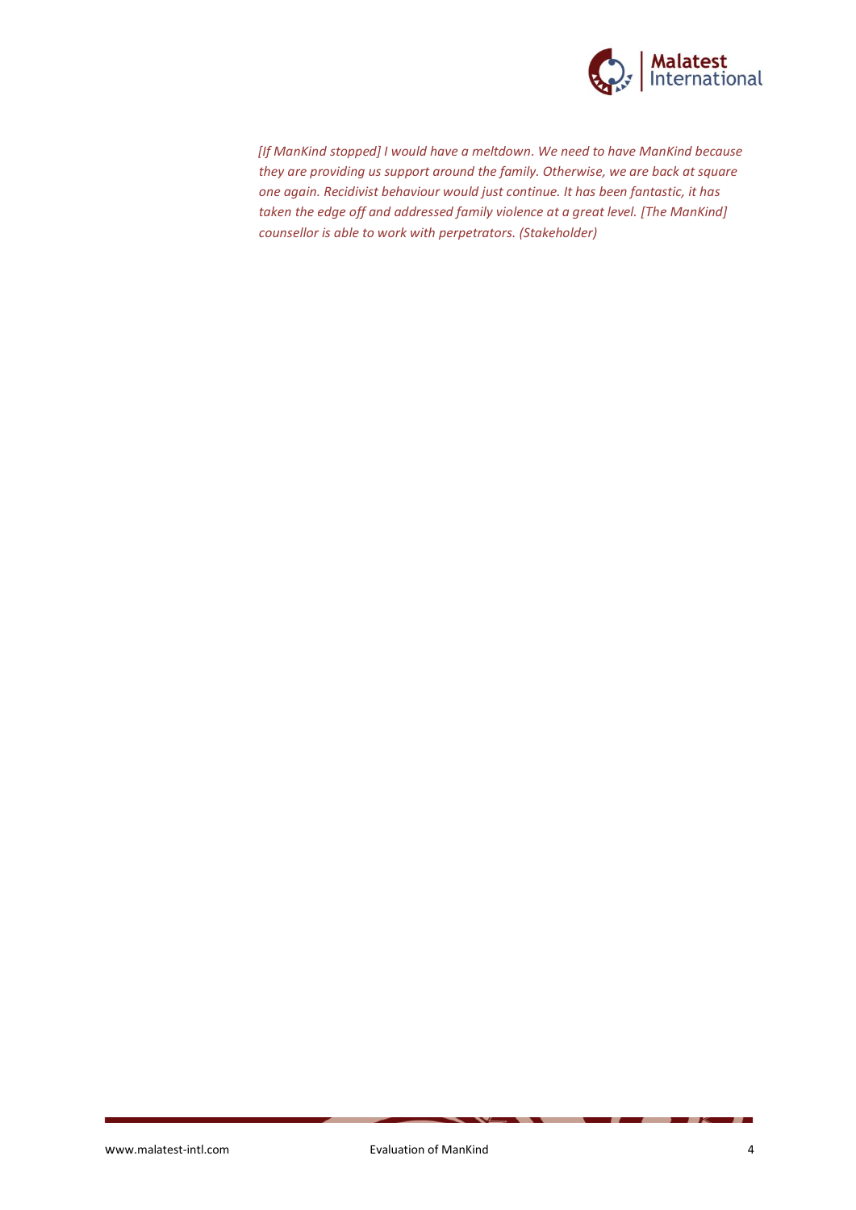*[If ManKind stopped] I would have a meltdown. We need to have ManKind because they are providing us support around the family. Otherwise, we are back at square one again. Recidivist behaviour would just continue. It has been fantastic, it has taken the edge off and addressed family violence at a great level. [The ManKind] counsellor is able to work with perpetrators. (Stakeholder)*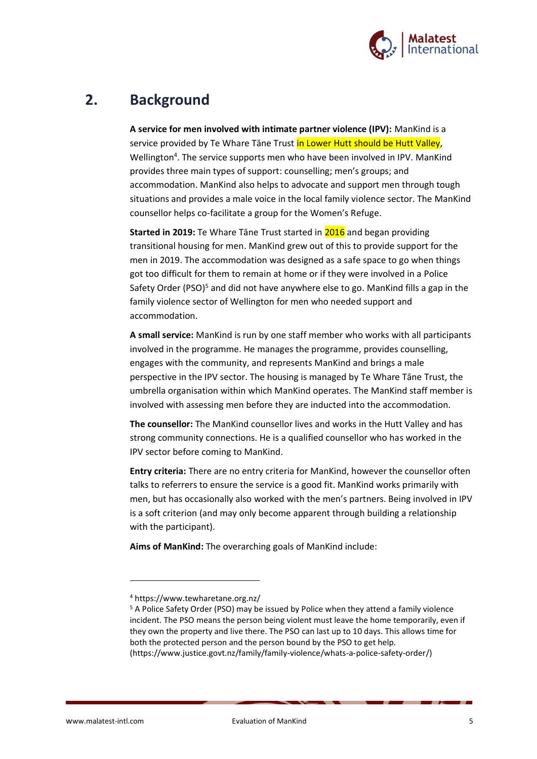## 2. Background

**A service for men involved with intimate partner violence (IPV):** ManKind is a service provided by Te Whare Tāne Trust in Lower Hutt should be Hutt Valley, Wellington[4]. The service supports men who have been involved in IPV. ManKind provides three main types of support: counselling; men's groups; and accommodation. ManKind also helps to advocate and support men through tough situations and provides a male voice in the local family violence sector. The ManKind counsellor helps co-facilitate a group for the Women's Refuge.

**Started in 2019:** Te Whare Tāne Trust started in 2016 and began providing transitional housing for men. ManKind grew out of this to provide support for the men in 2019. The accommodation was designed as a safe space to go when things got too difficult for them to remain at home or if they were involved in a Police Safety Order (PSO)[5] and did not have anywhere else to go. ManKind fills a gap in the family violence sector of Wellington for men who needed support and accommodation.

**A small service:** ManKind is run by one staff member who works with all participants involved in the programme. He manages the programme, provides counselling, engages with the community, and represents ManKind and brings a male perspective in the IPV sector. The housing is managed by Te Whare Tāne Trust, the umbrella organisation within which ManKind operates. The ManKind staff member is involved with assessing men before they are inducted into the accommodation.

**The counsellor:** The ManKind counsellor lives and works in the Hutt Valley and has strong community connections. He is a qualified counsellor who has worked in the IPV sector before coming to ManKind.

**Entry criteria:** There are no entry criteria for ManKind, however the counsellor often talks to referrers to ensure the service is a good fit. ManKind works primarily with men, but has occasionally also worked with the men's partners. Being involved in IPV is a soft criterion (and may only become apparent through building a relationship with the participant).

**Aims of ManKind:** The overarching goals of ManKind include:

---

[4] https://www.tewharetane.org.nz/

[5] A Police Safety Order (PSO) may be issued by Police when they attend a family violence incident. The PSO means the person being violent must leave the home temporarily, even if they own the property and live there. The PSO can last up to 10 days. This allows time for both the protected person and the person bound by the PSO to get help. (https://www.justice.govt.nz/family/family-violence/whats-a-police-safety-order/)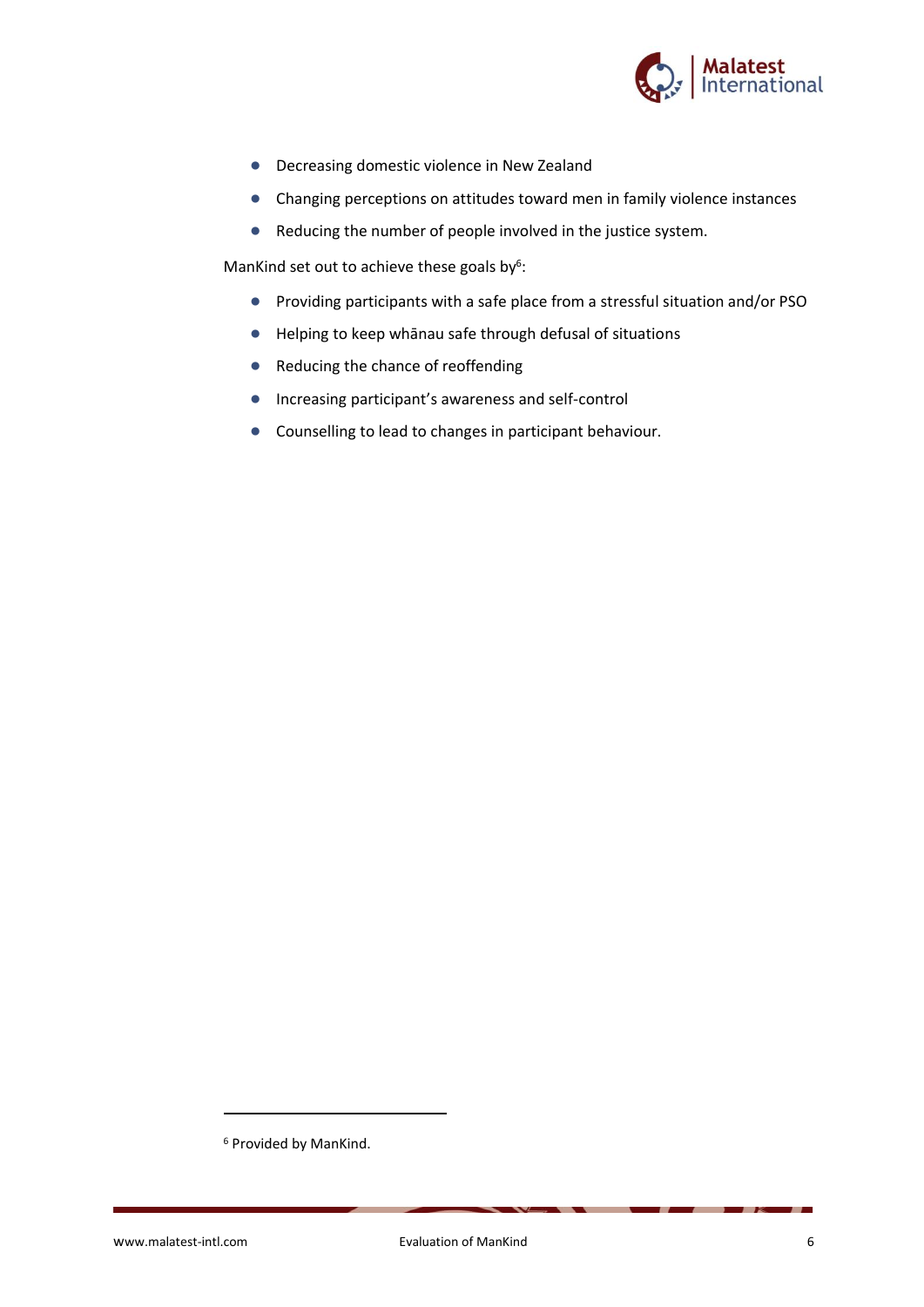- Decreasing domestic violence in New Zealand
- Changing perceptions on attitudes toward men in family violence instances
- Reducing the number of people involved in the justice system.

ManKind set out to achieve these goals by[6]:

- Providing participants with a safe place from a stressful situation and/or PSO
- Helping to keep whānau safe through defusal of situations
- Reducing the chance of reoffending
- Increasing participant's awareness and self-control
- Counselling to lead to changes in participant behaviour.

[6] Provided by ManKind.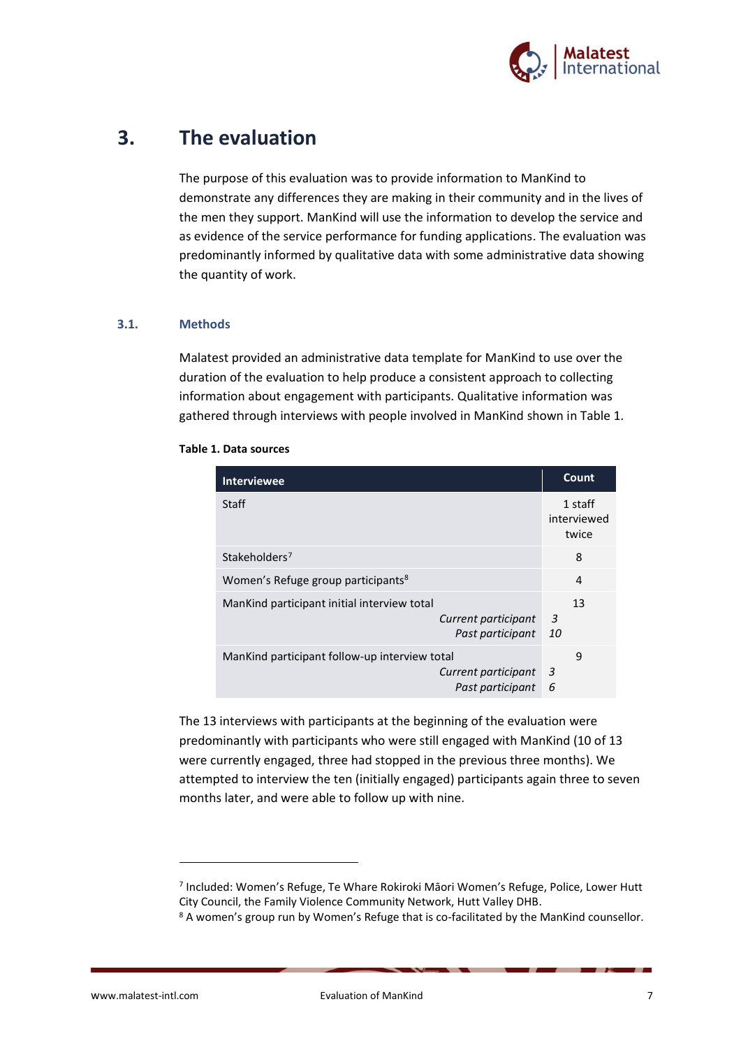# 3. The evaluation

The purpose of this evaluation was to provide information to ManKind to demonstrate any differences they are making in their community and in the lives of the men they support. ManKind will use the information to develop the service and as evidence of the service performance for funding applications. The evaluation was predominantly informed by qualitative data with some administrative data showing the quantity of work.

## 3.1. Methods

Malatest provided an administrative data template for ManKind to use over the duration of the evaluation to help produce a consistent approach to collecting information about engagement with participants. Qualitative information was gathered through interviews with people involved in ManKind shown in Table 1.

**Table 1. Data sources**

| Interviewee | Count |
|---|---|
| Staff | 1 staff interviewed twice |
| Stakeholders[7] | 8 |
| Women's Refuge group participants[8] | 4 |
| ManKind participant initial interview total | 13 |
| *Current participant* | *3* |
| *Past participant* | *10* |
| ManKind participant follow-up interview total | 9 |
| *Current participant* | *3* |
| *Past participant* | *6* |

The 13 interviews with participants at the beginning of the evaluation were predominantly with participants who were still engaged with ManKind (10 of 13 were currently engaged, three had stopped in the previous three months). We attempted to interview the ten (initially engaged) participants again three to seven months later, and were able to follow up with nine.

---

[7] Included: Women's Refuge, Te Whare Rokiroki Māori Women's Refuge, Police, Lower Hutt City Council, the Family Violence Community Network, Hutt Valley DHB.

[8] A women's group run by Women's Refuge that is co-facilitated by the ManKind counsellor.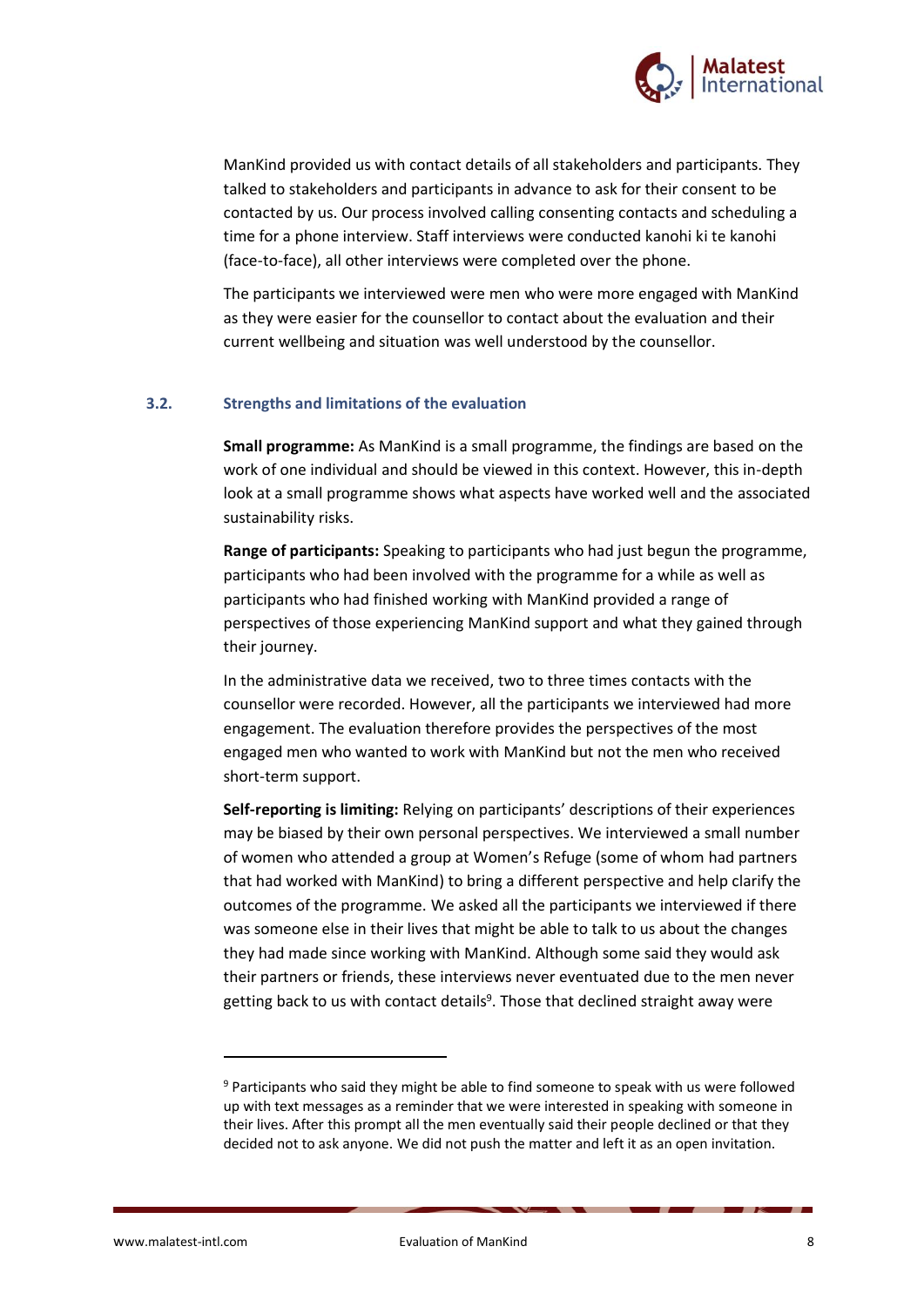ManKind provided us with contact details of all stakeholders and participants. They talked to stakeholders and participants in advance to ask for their consent to be contacted by us. Our process involved calling consenting contacts and scheduling a time for a phone interview. Staff interviews were conducted kanohi ki te kanohi (face-to-face), all other interviews were completed over the phone.

The participants we interviewed were men who were more engaged with ManKind as they were easier for the counsellor to contact about the evaluation and their current wellbeing and situation was well understood by the counsellor.

### 3.2. Strengths and limitations of the evaluation

**Small programme:** As ManKind is a small programme, the findings are based on the work of one individual and should be viewed in this context. However, this in-depth look at a small programme shows what aspects have worked well and the associated sustainability risks.

**Range of participants:** Speaking to participants who had just begun the programme, participants who had been involved with the programme for a while as well as participants who had finished working with ManKind provided a range of perspectives of those experiencing ManKind support and what they gained through their journey.

In the administrative data we received, two to three times contacts with the counsellor were recorded. However, all the participants we interviewed had more engagement. The evaluation therefore provides the perspectives of the most engaged men who wanted to work with ManKind but not the men who received short-term support.

**Self-reporting is limiting:** Relying on participants' descriptions of their experiences may be biased by their own personal perspectives. We interviewed a small number of women who attended a group at Women's Refuge (some of whom had partners that had worked with ManKind) to bring a different perspective and help clarify the outcomes of the programme. We asked all the participants we interviewed if there was someone else in their lives that might be able to talk to us about the changes they had made since working with ManKind. Although some said they would ask their partners or friends, these interviews never eventuated due to the men never getting back to us with contact details[9]. Those that declined straight away were

[9] Participants who said they might be able to find someone to speak with us were followed up with text messages as a reminder that we were interested in speaking with someone in their lives. After this prompt all the men eventually said their people declined or that they decided not to ask anyone. We did not push the matter and left it as an open invitation.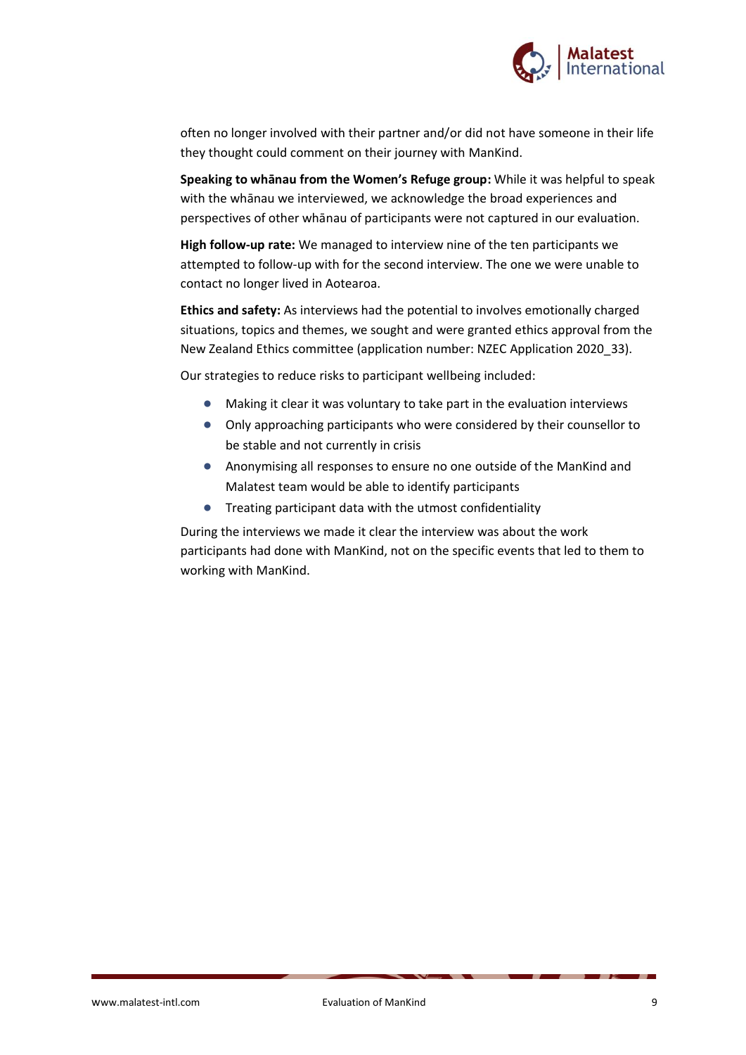often no longer involved with their partner and/or did not have someone in their life they thought could comment on their journey with ManKind.

**Speaking to whānau from the Women's Refuge group:** While it was helpful to speak with the whānau we interviewed, we acknowledge the broad experiences and perspectives of other whānau of participants were not captured in our evaluation.

**High follow-up rate:** We managed to interview nine of the ten participants we attempted to follow-up with for the second interview. The one we were unable to contact no longer lived in Aotearoa.

**Ethics and safety:** As interviews had the potential to involves emotionally charged situations, topics and themes, we sought and were granted ethics approval from the New Zealand Ethics committee (application number: NZEC Application 2020_33).

Our strategies to reduce risks to participant wellbeing included:

- Making it clear it was voluntary to take part in the evaluation interviews
- Only approaching participants who were considered by their counsellor to be stable and not currently in crisis
- Anonymising all responses to ensure no one outside of the ManKind and Malatest team would be able to identify participants
- Treating participant data with the utmost confidentiality

During the interviews we made it clear the interview was about the work participants had done with ManKind, not on the specific events that led to them to working with ManKind.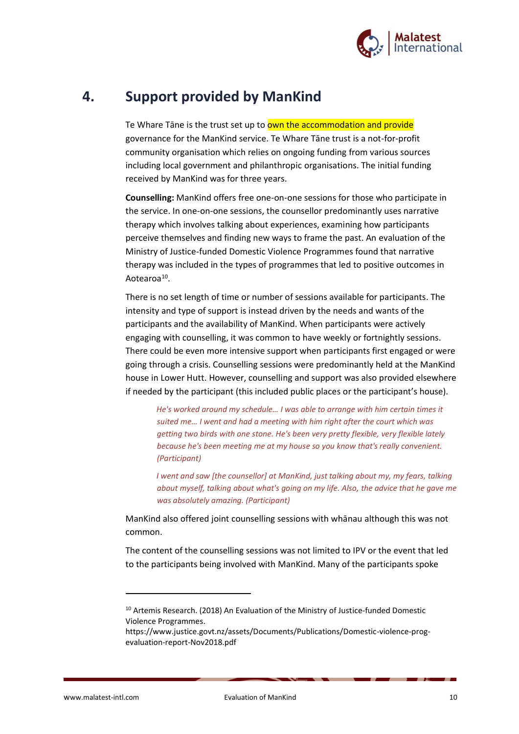# 4. Support provided by ManKind

Te Whare Tāne is the trust set up to own the accommodation and provide governance for the ManKind service. Te Whare Tāne trust is a not-for-profit community organisation which relies on ongoing funding from various sources including local government and philanthropic organisations. The initial funding received by ManKind was for three years.

**Counselling:** ManKind offers free one-on-one sessions for those who participate in the service. In one-on-one sessions, the counsellor predominantly uses narrative therapy which involves talking about experiences, examining how participants perceive themselves and finding new ways to frame the past. An evaluation of the Ministry of Justice-funded Domestic Violence Programmes found that narrative therapy was included in the types of programmes that led to positive outcomes in Aotearoa[10].

There is no set length of time or number of sessions available for participants. The intensity and type of support is instead driven by the needs and wants of the participants and the availability of ManKind. When participants were actively engaging with counselling, it was common to have weekly or fortnightly sessions. There could be even more intensive support when participants first engaged or were going through a crisis. Counselling sessions were predominantly held at the ManKind house in Lower Hutt. However, counselling and support was also provided elsewhere if needed by the participant (this included public places or the participant's house).

> *He's worked around my schedule… I was able to arrange with him certain times it suited me… I went and had a meeting with him right after the court which was getting two birds with one stone. He's been very pretty flexible, very flexible lately because he's been meeting me at my house so you know that's really convenient. (Participant)*

> *I went and saw [the counsellor] at ManKind, just talking about my, my fears, talking about myself, talking about what's going on my life. Also, the advice that he gave me was absolutely amazing. (Participant)*

ManKind also offered joint counselling sessions with whānau although this was not common.

The content of the counselling sessions was not limited to IPV or the event that led to the participants being involved with ManKind. Many of the participants spoke

---

[10] Artemis Research. (2018) An Evaluation of the Ministry of Justice-funded Domestic Violence Programmes. https://www.justice.govt.nz/assets/Documents/Publications/Domestic-violence-prog-evaluation-report-Nov2018.pdf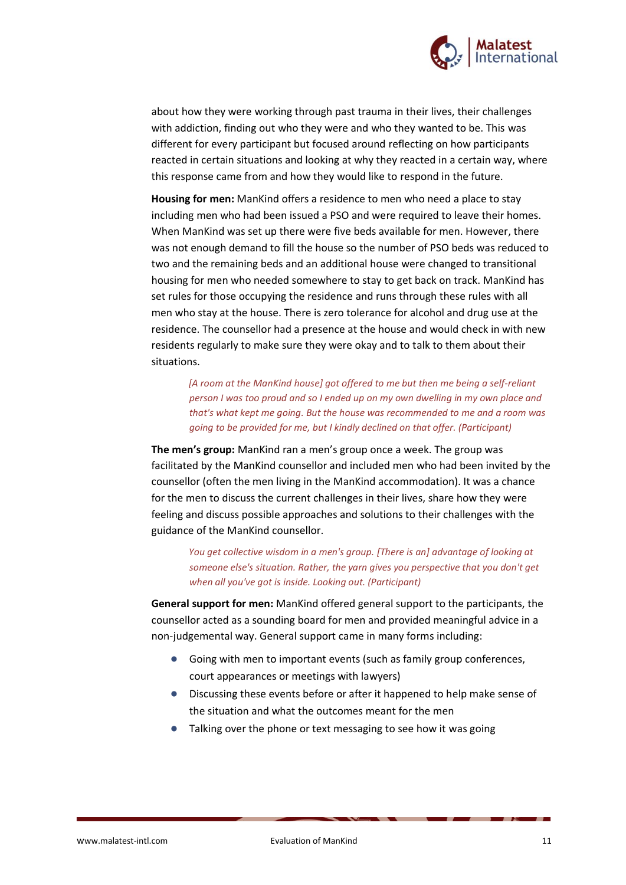about how they were working through past trauma in their lives, their challenges with addiction, finding out who they were and who they wanted to be. This was different for every participant but focused around reflecting on how participants reacted in certain situations and looking at why they reacted in a certain way, where this response came from and how they would like to respond in the future.

**Housing for men:** ManKind offers a residence to men who need a place to stay including men who had been issued a PSO and were required to leave their homes. When ManKind was set up there were five beds available for men. However, there was not enough demand to fill the house so the number of PSO beds was reduced to two and the remaining beds and an additional house were changed to transitional housing for men who needed somewhere to stay to get back on track. ManKind has set rules for those occupying the residence and runs through these rules with all men who stay at the house. There is zero tolerance for alcohol and drug use at the residence. The counsellor had a presence at the house and would check in with new residents regularly to make sure they were okay and to talk to them about their situations.

> *[A room at the ManKind house] got offered to me but then me being a self-reliant person I was too proud and so I ended up on my own dwelling in my own place and that's what kept me going. But the house was recommended to me and a room was going to be provided for me, but I kindly declined on that offer. (Participant)*

**The men's group:** ManKind ran a men's group once a week. The group was facilitated by the ManKind counsellor and included men who had been invited by the counsellor (often the men living in the ManKind accommodation). It was a chance for the men to discuss the current challenges in their lives, share how they were feeling and discuss possible approaches and solutions to their challenges with the guidance of the ManKind counsellor.

> *You get collective wisdom in a men's group. [There is an] advantage of looking at someone else's situation. Rather, the yarn gives you perspective that you don't get when all you've got is inside. Looking out. (Participant)*

**General support for men:** ManKind offered general support to the participants, the counsellor acted as a sounding board for men and provided meaningful advice in a non-judgemental way. General support came in many forms including:

- Going with men to important events (such as family group conferences, court appearances or meetings with lawyers)
- Discussing these events before or after it happened to help make sense of the situation and what the outcomes meant for the men
- Talking over the phone or text messaging to see how it was going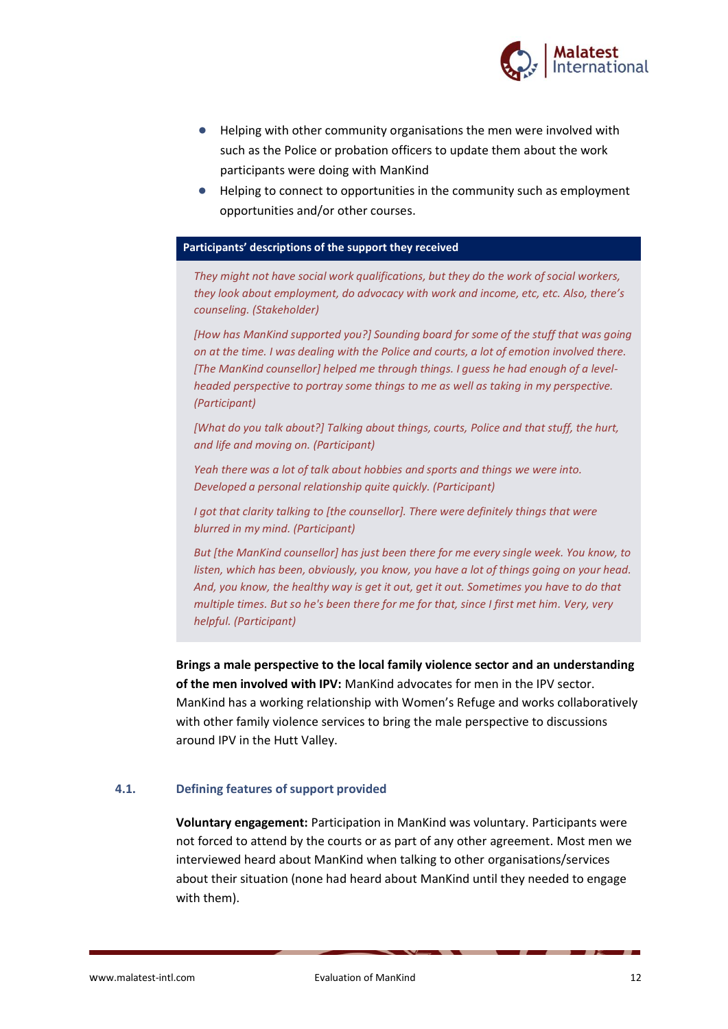- Helping with other community organisations the men were involved with such as the Police or probation officers to update them about the work participants were doing with ManKind
- Helping to connect to opportunities in the community such as employment opportunities and/or other courses.

**Participants' descriptions of the support they received**

*They might not have social work qualifications, but they do the work of social workers, they look about employment, do advocacy with work and income, etc, etc. Also, there's counseling. (Stakeholder)*

*[How has ManKind supported you?] Sounding board for some of the stuff that was going on at the time. I was dealing with the Police and courts, a lot of emotion involved there. [The ManKind counsellor] helped me through things. I guess he had enough of a level-headed perspective to portray some things to me as well as taking in my perspective. (Participant)*

*[What do you talk about?] Talking about things, courts, Police and that stuff, the hurt, and life and moving on. (Participant)*

*Yeah there was a lot of talk about hobbies and sports and things we were into. Developed a personal relationship quite quickly. (Participant)*

*I got that clarity talking to [the counsellor]. There were definitely things that were blurred in my mind. (Participant)*

*But [the ManKind counsellor] has just been there for me every single week. You know, to listen, which has been, obviously, you know, you have a lot of things going on your head. And, you know, the healthy way is get it out, get it out. Sometimes you have to do that multiple times. But so he's been there for me for that, since I first met him. Very, very helpful. (Participant)*

**Brings a male perspective to the local family violence sector and an understanding of the men involved with IPV:** ManKind advocates for men in the IPV sector. ManKind has a working relationship with Women's Refuge and works collaboratively with other family violence services to bring the male perspective to discussions around IPV in the Hutt Valley.

## 4.1. Defining features of support provided

**Voluntary engagement:** Participation in ManKind was voluntary. Participants were not forced to attend by the courts or as part of any other agreement. Most men we interviewed heard about ManKind when talking to other organisations/services about their situation (none had heard about ManKind until they needed to engage with them).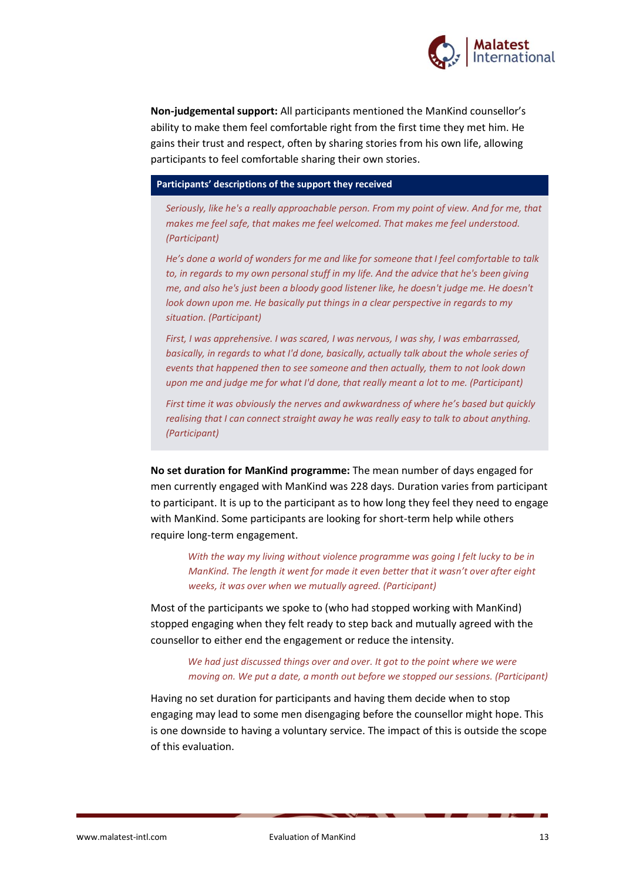**Non-judgemental support:** All participants mentioned the ManKind counsellor's ability to make them feel comfortable right from the first time they met him. He gains their trust and respect, often by sharing stories from his own life, allowing participants to feel comfortable sharing their own stories.

**Participants' descriptions of the support they received**

*Seriously, like he's a really approachable person. From my point of view. And for me, that makes me feel safe, that makes me feel welcomed. That makes me feel understood. (Participant)*

*He's done a world of wonders for me and like for someone that I feel comfortable to talk to, in regards to my own personal stuff in my life. And the advice that he's been giving me, and also he's just been a bloody good listener like, he doesn't judge me. He doesn't look down upon me. He basically put things in a clear perspective in regards to my situation. (Participant)*

*First, I was apprehensive. I was scared, I was nervous, I was shy, I was embarrassed, basically, in regards to what I'd done, basically, actually talk about the whole series of events that happened then to see someone and then actually, them to not look down upon me and judge me for what I'd done, that really meant a lot to me. (Participant)*

*First time it was obviously the nerves and awkwardness of where he's based but quickly realising that I can connect straight away he was really easy to talk to about anything. (Participant)*

**No set duration for ManKind programme:** The mean number of days engaged for men currently engaged with ManKind was 228 days. Duration varies from participant to participant. It is up to the participant as to how long they feel they need to engage with ManKind. Some participants are looking for short-term help while others require long-term engagement.

> *With the way my living without violence programme was going I felt lucky to be in ManKind. The length it went for made it even better that it wasn't over after eight weeks, it was over when we mutually agreed. (Participant)*

Most of the participants we spoke to (who had stopped working with ManKind) stopped engaging when they felt ready to step back and mutually agreed with the counsellor to either end the engagement or reduce the intensity.

> *We had just discussed things over and over. It got to the point where we were moving on. We put a date, a month out before we stopped our sessions. (Participant)*

Having no set duration for participants and having them decide when to stop engaging may lead to some men disengaging before the counsellor might hope. This is one downside to having a voluntary service. The impact of this is outside the scope of this evaluation.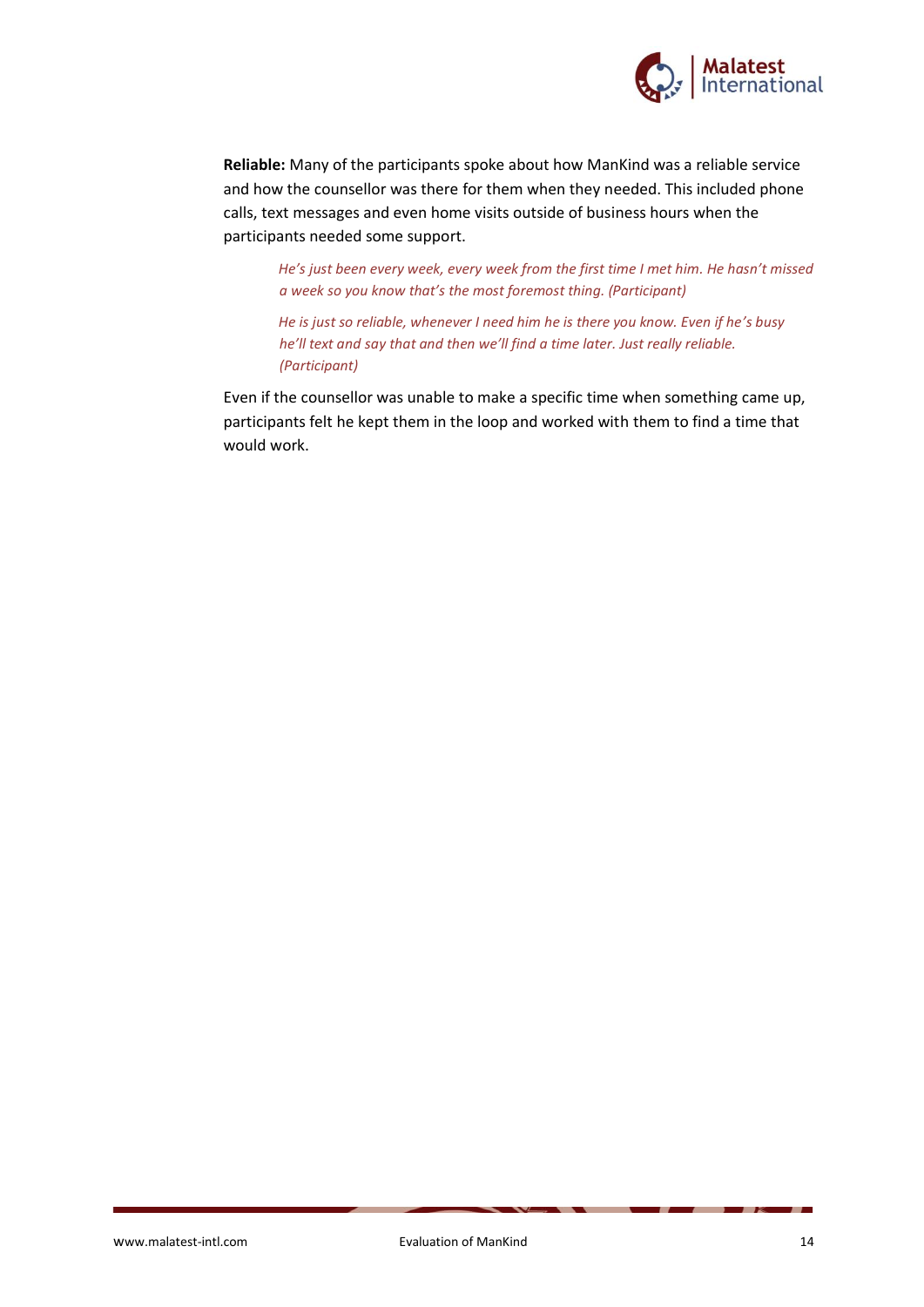**Reliable:** Many of the participants spoke about how ManKind was a reliable service and how the counsellor was there for them when they needed. This included phone calls, text messages and even home visits outside of business hours when the participants needed some support.

> *He's just been every week, every week from the first time I met him. He hasn't missed a week so you know that's the most foremost thing. (Participant)*
>
> *He is just so reliable, whenever I need him he is there you know. Even if he's busy he'll text and say that and then we'll find a time later. Just really reliable. (Participant)*

Even if the counsellor was unable to make a specific time when something came up, participants felt he kept them in the loop and worked with them to find a time that would work.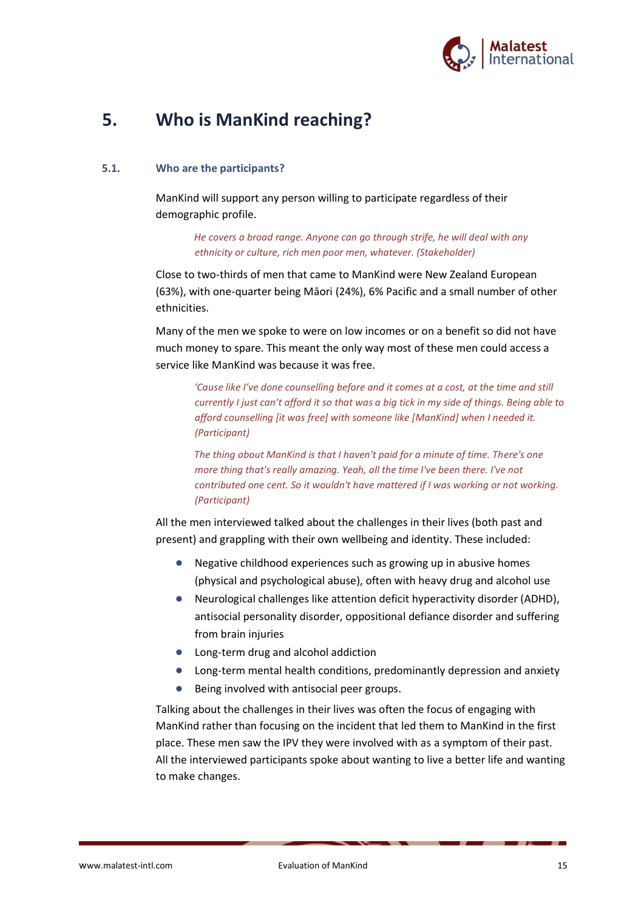# 5. Who is ManKind reaching?

## 5.1. Who are the participants?

ManKind will support any person willing to participate regardless of their demographic profile.

> *He covers a broad range. Anyone can go through strife, he will deal with any ethnicity or culture, rich men poor men, whatever. (Stakeholder)*

Close to two-thirds of men that came to ManKind were New Zealand European (63%), with one-quarter being Māori (24%), 6% Pacific and a small number of other ethnicities.

Many of the men we spoke to were on low incomes or on a benefit so did not have much money to spare. This meant the only way most of these men could access a service like ManKind was because it was free.

> *'Cause like I've done counselling before and it comes at a cost, at the time and still currently I just can't afford it so that was a big tick in my side of things. Being able to afford counselling [it was free] with someone like [ManKind] when I needed it. (Participant)*

> *The thing about ManKind is that I haven't paid for a minute of time. There's one more thing that's really amazing. Yeah, all the time I've been there. I've not contributed one cent. So it wouldn't have mattered if I was working or not working. (Participant)*

All the men interviewed talked about the challenges in their lives (both past and present) and grappling with their own wellbeing and identity. These included:

- Negative childhood experiences such as growing up in abusive homes (physical and psychological abuse), often with heavy drug and alcohol use
- Neurological challenges like attention deficit hyperactivity disorder (ADHD), antisocial personality disorder, oppositional defiance disorder and suffering from brain injuries
- Long-term drug and alcohol addiction
- Long-term mental health conditions, predominantly depression and anxiety
- Being involved with antisocial peer groups.

Talking about the challenges in their lives was often the focus of engaging with ManKind rather than focusing on the incident that led them to ManKind in the first place. These men saw the IPV they were involved with as a symptom of their past. All the interviewed participants spoke about wanting to live a better life and wanting to make changes.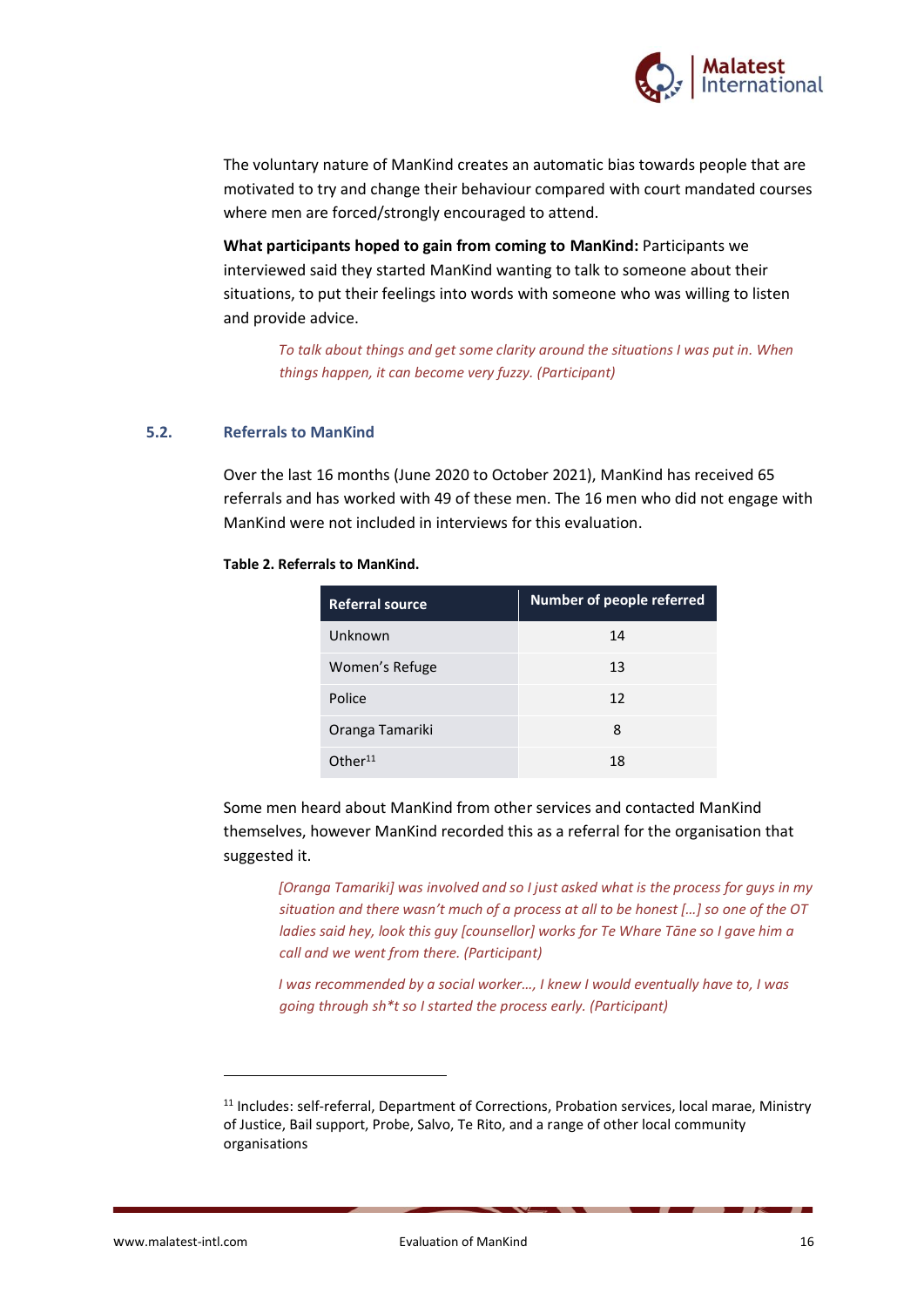The voluntary nature of ManKind creates an automatic bias towards people that are motivated to try and change their behaviour compared with court mandated courses where men are forced/strongly encouraged to attend.

**What participants hoped to gain from coming to ManKind:** Participants we interviewed said they started ManKind wanting to talk to someone about their situations, to put their feelings into words with someone who was willing to listen and provide advice.

> *To talk about things and get some clarity around the situations I was put in. When things happen, it can become very fuzzy. (Participant)*

## 5.2. Referrals to ManKind

Over the last 16 months (June 2020 to October 2021), ManKind has received 65 referrals and has worked with 49 of these men. The 16 men who did not engage with ManKind were not included in interviews for this evaluation.

**Table 2. Referrals to ManKind.**

| Referral source | Number of people referred |
|---|---|
| Unknown | 14 |
| Women's Refuge | 13 |
| Police | 12 |
| Oranga Tamariki | 8 |
| Other[11] | 18 |

Some men heard about ManKind from other services and contacted ManKind themselves, however ManKind recorded this as a referral for the organisation that suggested it.

> *[Oranga Tamariki] was involved and so I just asked what is the process for guys in my situation and there wasn't much of a process at all to be honest […] so one of the OT ladies said hey, look this guy [counsellor] works for Te Whare Tāne so I gave him a call and we went from there. (Participant)*

> *I was recommended by a social worker…, I knew I would eventually have to, I was going through sh*t so I started the process early. (Participant)*

---

[11] Includes: self-referral, Department of Corrections, Probation services, local marae, Ministry of Justice, Bail support, Probe, Salvo, Te Rito, and a range of other local community organisations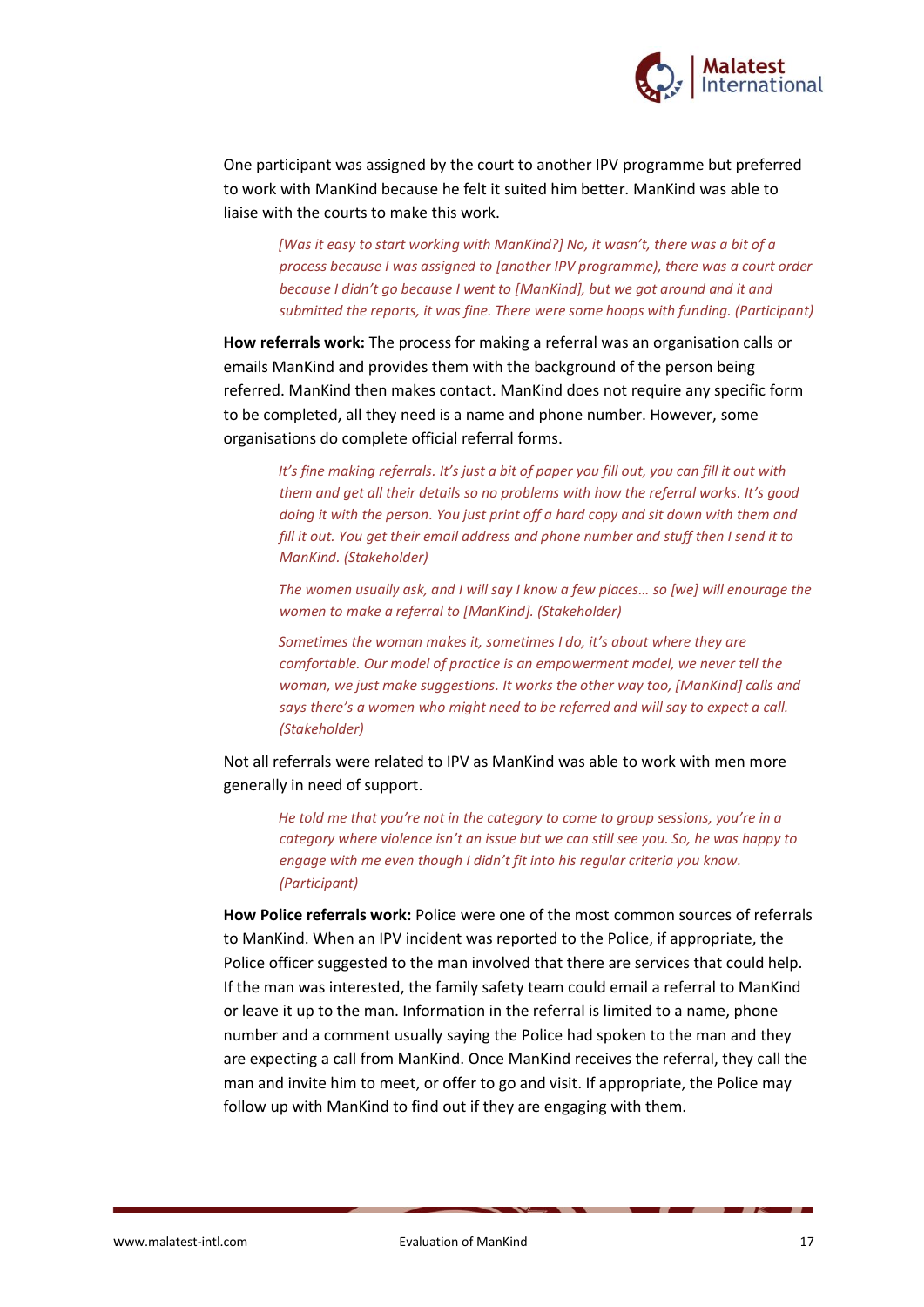One participant was assigned by the court to another IPV programme but preferred to work with ManKind because he felt it suited him better. ManKind was able to liaise with the courts to make this work.

> *[Was it easy to start working with ManKind?] No, it wasn't, there was a bit of a process because I was assigned to [another IPV programme], there was a court order because I didn't go because I went to [ManKind], but we got around and it and submitted the reports, it was fine. There were some hoops with funding. (Participant)*

**How referrals work:** The process for making a referral was an organisation calls or emails ManKind and provides them with the background of the person being referred. ManKind then makes contact. ManKind does not require any specific form to be completed, all they need is a name and phone number. However, some organisations do complete official referral forms.

> *It's fine making referrals. It's just a bit of paper you fill out, you can fill it out with them and get all their details so no problems with how the referral works. It's good doing it with the person. You just print off a hard copy and sit down with them and fill it out. You get their email address and phone number and stuff then I send it to ManKind. (Stakeholder)*

> *The women usually ask, and I will say I know a few places… so [we] will enourage the women to make a referral to [ManKind]. (Stakeholder)*

> *Sometimes the woman makes it, sometimes I do, it's about where they are comfortable. Our model of practice is an empowerment model, we never tell the woman, we just make suggestions. It works the other way too, [ManKind] calls and says there's a women who might need to be referred and will say to expect a call. (Stakeholder)*

Not all referrals were related to IPV as ManKind was able to work with men more generally in need of support.

> *He told me that you're not in the category to come to group sessions, you're in a category where violence isn't an issue but we can still see you. So, he was happy to engage with me even though I didn't fit into his regular criteria you know. (Participant)*

**How Police referrals work:** Police were one of the most common sources of referrals to ManKind. When an IPV incident was reported to the Police, if appropriate, the Police officer suggested to the man involved that there are services that could help. If the man was interested, the family safety team could email a referral to ManKind or leave it up to the man. Information in the referral is limited to a name, phone number and a comment usually saying the Police had spoken to the man and they are expecting a call from ManKind. Once ManKind receives the referral, they call the man and invite him to meet, or offer to go and visit. If appropriate, the Police may follow up with ManKind to find out if they are engaging with them.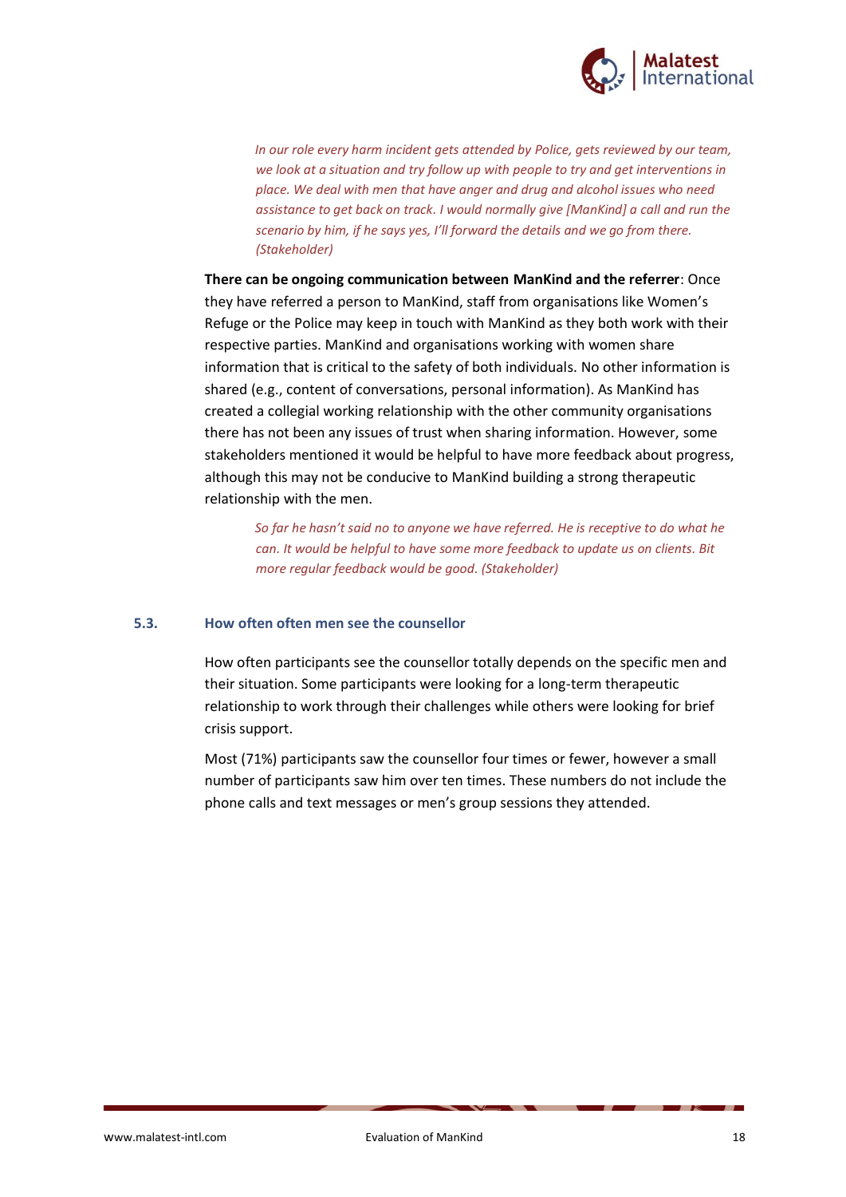*In our role every harm incident gets attended by Police, gets reviewed by our team, we look at a situation and try follow up with people to try and get interventions in place. We deal with men that have anger and drug and alcohol issues who need assistance to get back on track. I would normally give [ManKind] a call and run the scenario by him, if he says yes, I'll forward the details and we go from there. (Stakeholder)*

**There can be ongoing communication between ManKind and the referrer**: Once they have referred a person to ManKind, staff from organisations like Women's Refuge or the Police may keep in touch with ManKind as they both work with their respective parties. ManKind and organisations working with women share information that is critical to the safety of both individuals. No other information is shared (e.g., content of conversations, personal information). As ManKind has created a collegial working relationship with the other community organisations there has not been any issues of trust when sharing information. However, some stakeholders mentioned it would be helpful to have more feedback about progress, although this may not be conducive to ManKind building a strong therapeutic relationship with the men.

*So far he hasn't said no to anyone we have referred. He is receptive to do what he can. It would be helpful to have some more feedback to update us on clients. Bit more regular feedback would be good. (Stakeholder)*

### 5.3. How often often men see the counsellor

How often participants see the counsellor totally depends on the specific men and their situation. Some participants were looking for a long-term therapeutic relationship to work through their challenges while others were looking for brief crisis support.

Most (71%) participants saw the counsellor four times or fewer, however a small number of participants saw him over ten times. These numbers do not include the phone calls and text messages or men's group sessions they attended.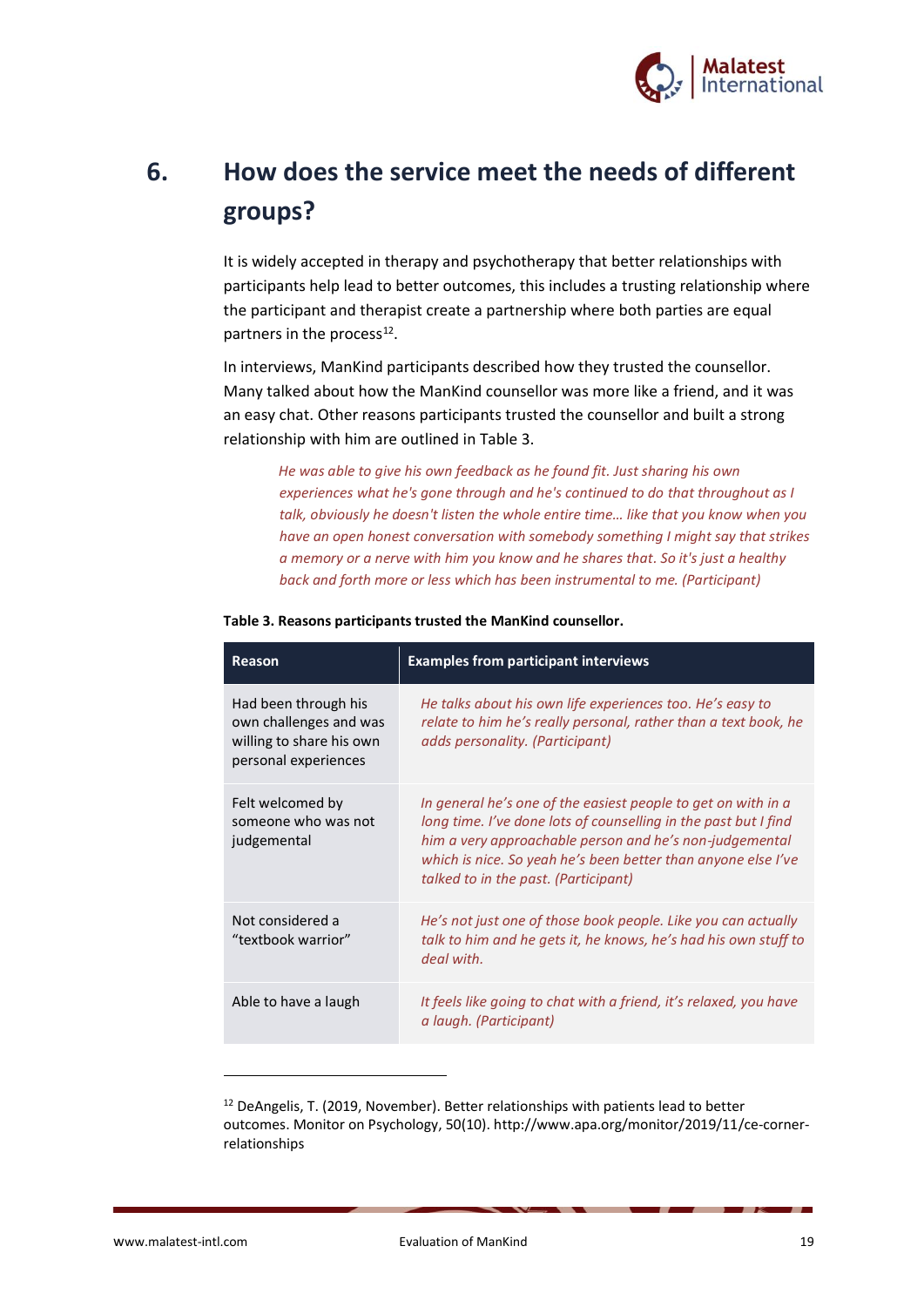# 6. How does the service meet the needs of different groups?

It is widely accepted in therapy and psychotherapy that better relationships with participants help lead to better outcomes, this includes a trusting relationship where the participant and therapist create a partnership where both parties are equal partners in the process[12].

In interviews, ManKind participants described how they trusted the counsellor. Many talked about how the ManKind counsellor was more like a friend, and it was an easy chat. Other reasons participants trusted the counsellor and built a strong relationship with him are outlined in Table 3.

> *He was able to give his own feedback as he found fit. Just sharing his own experiences what he's gone through and he's continued to do that throughout as I talk, obviously he doesn't listen the whole entire time… like that you know when you have an open honest conversation with somebody something I might say that strikes a memory or a nerve with him you know and he shares that. So it's just a healthy back and forth more or less which has been instrumental to me. (Participant)*

**Table 3. Reasons participants trusted the ManKind counsellor.**

| Reason | Examples from participant interviews |
|---|---|
| Had been through his own challenges and was willing to share his own personal experiences | *He talks about his own life experiences too. He's easy to relate to him he's really personal, rather than a text book, he adds personality. (Participant)* |
| Felt welcomed by someone who was not judgemental | *In general he's one of the easiest people to get on with in a long time. I've done lots of counselling in the past but I find him a very approachable person and he's non-judgemental which is nice. So yeah he's been better than anyone else I've talked to in the past. (Participant)* |
| Not considered a "textbook warrior" | *He's not just one of those book people. Like you can actually talk to him and he gets it, he knows, he's had his own stuff to deal with.* |
| Able to have a laugh | *It feels like going to chat with a friend, it's relaxed, you have a laugh. (Participant)* |

[12] DeAngelis, T. (2019, November). Better relationships with patients lead to better outcomes. Monitor on Psychology, 50(10). http://www.apa.org/monitor/2019/11/ce-corner-relationships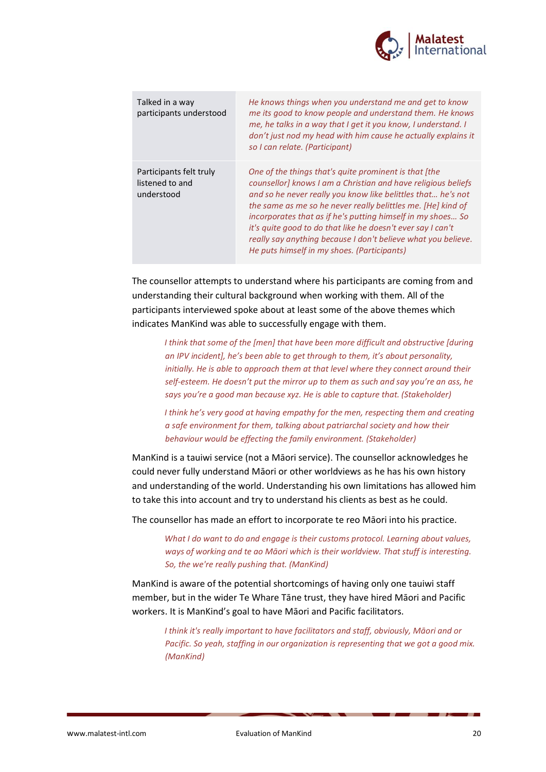| | |
|---|---|
| Talked in a way participants understood | *He knows things when you understand me and get to know me its good to know people and understand them. He knows me, he talks in a way that I get it you know, I understand. I don't just nod my head with him cause he actually explains it so I can relate. (Participant)* |
| Participants felt truly listened to and understood | *One of the things that's quite prominent is that [the counsellor] knows I am a Christian and have religious beliefs and so he never really you know like belittles that… he's not the same as me so he never really belittles me. [He] kind of incorporates that as if he's putting himself in my shoes… So it's quite good to do that like he doesn't ever say I can't really say anything because I don't believe what you believe. He puts himself in my shoes. (Participants)* |

The counsellor attempts to understand where his participants are coming from and understanding their cultural background when working with them. All of the participants interviewed spoke about at least some of the above themes which indicates ManKind was able to successfully engage with them.

> *I think that some of the [men] that have been more difficult and obstructive [during an IPV incident], he's been able to get through to them, it's about personality, initially. He is able to approach them at that level where they connect around their self-esteem. He doesn't put the mirror up to them as such and say you're an ass, he says you're a good man because xyz. He is able to capture that. (Stakeholder)*

> *I think he's very good at having empathy for the men, respecting them and creating a safe environment for them, talking about patriarchal society and how their behaviour would be effecting the family environment. (Stakeholder)*

ManKind is a tauiwi service (not a Māori service). The counsellor acknowledges he could never fully understand Māori or other worldviews as he has his own history and understanding of the world. Understanding his own limitations has allowed him to take this into account and try to understand his clients as best as he could.

The counsellor has made an effort to incorporate te reo Māori into his practice.

> *What I do want to do and engage is their customs protocol. Learning about values, ways of working and te ao Māori which is their worldview. That stuff is interesting. So, the we're really pushing that. (ManKind)*

ManKind is aware of the potential shortcomings of having only one tauiwi staff member, but in the wider Te Whare Tāne trust, they have hired Māori and Pacific workers. It is ManKind's goal to have Māori and Pacific facilitators.

> *I think it's really important to have facilitators and staff, obviously, Māori and or Pacific. So yeah, staffing in our organization is representing that we got a good mix. (ManKind)*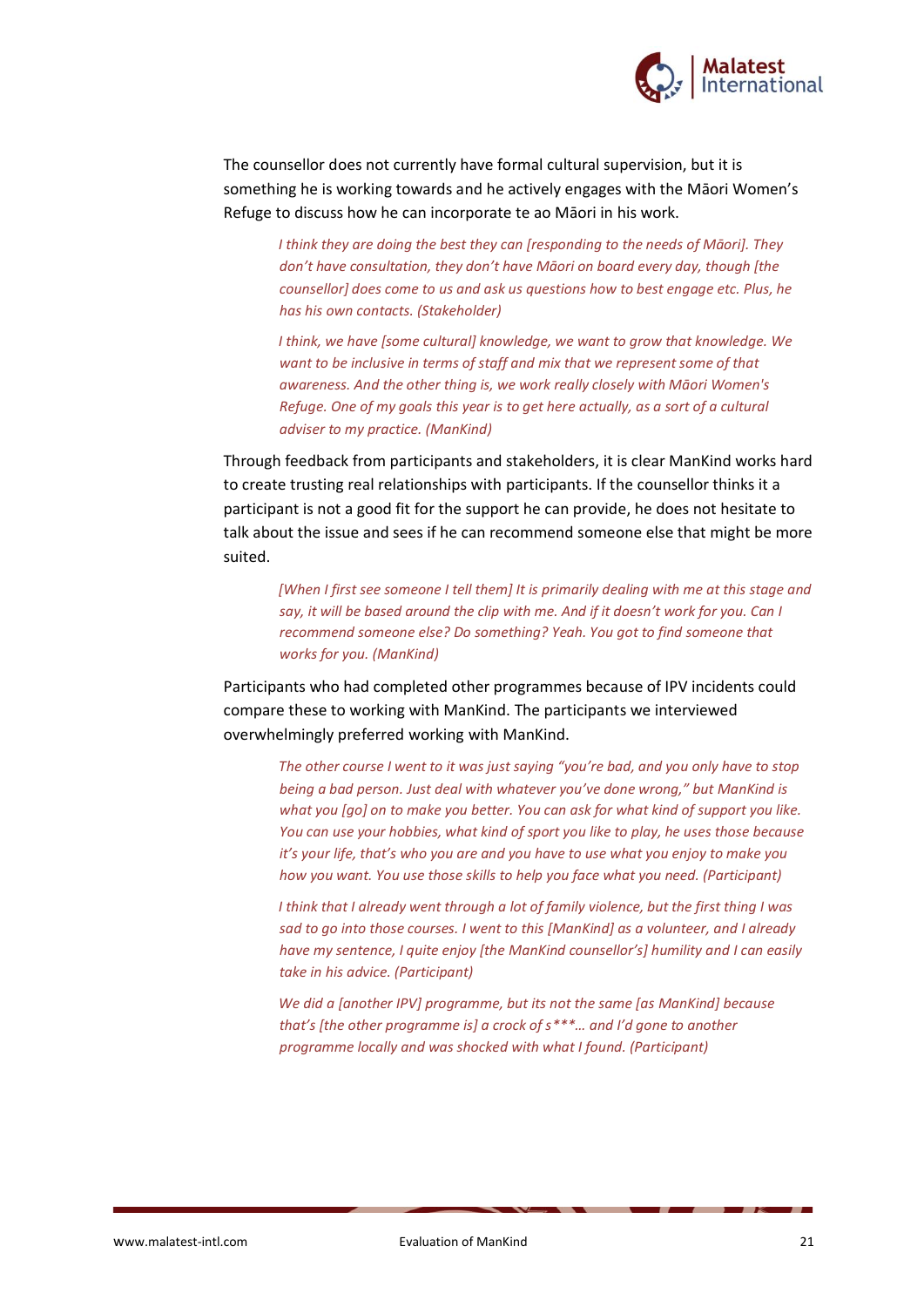The counsellor does not currently have formal cultural supervision, but it is something he is working towards and he actively engages with the Māori Women's Refuge to discuss how he can incorporate te ao Māori in his work.

> *I think they are doing the best they can [responding to the needs of Māori]. They don't have consultation, they don't have Māori on board every day, though [the counsellor] does come to us and ask us questions how to best engage etc. Plus, he has his own contacts. (Stakeholder)*

> *I think, we have [some cultural] knowledge, we want to grow that knowledge. We want to be inclusive in terms of staff and mix that we represent some of that awareness. And the other thing is, we work really closely with Māori Women's Refuge. One of my goals this year is to get here actually, as a sort of a cultural adviser to my practice. (ManKind)*

Through feedback from participants and stakeholders, it is clear ManKind works hard to create trusting real relationships with participants. If the counsellor thinks it a participant is not a good fit for the support he can provide, he does not hesitate to talk about the issue and sees if he can recommend someone else that might be more suited.

> *[When I first see someone I tell them] It is primarily dealing with me at this stage and say, it will be based around the clip with me. And if it doesn't work for you. Can I recommend someone else? Do something? Yeah. You got to find someone that works for you. (ManKind)*

Participants who had completed other programmes because of IPV incidents could compare these to working with ManKind. The participants we interviewed overwhelmingly preferred working with ManKind.

> *The other course I went to it was just saying "you're bad, and you only have to stop being a bad person. Just deal with whatever you've done wrong," but ManKind is what you [go] on to make you better. You can ask for what kind of support you like. You can use your hobbies, what kind of sport you like to play, he uses those because it's your life, that's who you are and you have to use what you enjoy to make you how you want. You use those skills to help you face what you need. (Participant)*

> *I think that I already went through a lot of family violence, but the first thing I was sad to go into those courses. I went to this [ManKind] as a volunteer, and I already have my sentence, I quite enjoy [the ManKind counsellor's] humility and I can easily take in his advice. (Participant)*

> *We did a [another IPV] programme, but its not the same [as ManKind] because that's [the other programme is] a crock of s***… and I'd gone to another programme locally and was shocked with what I found. (Participant)*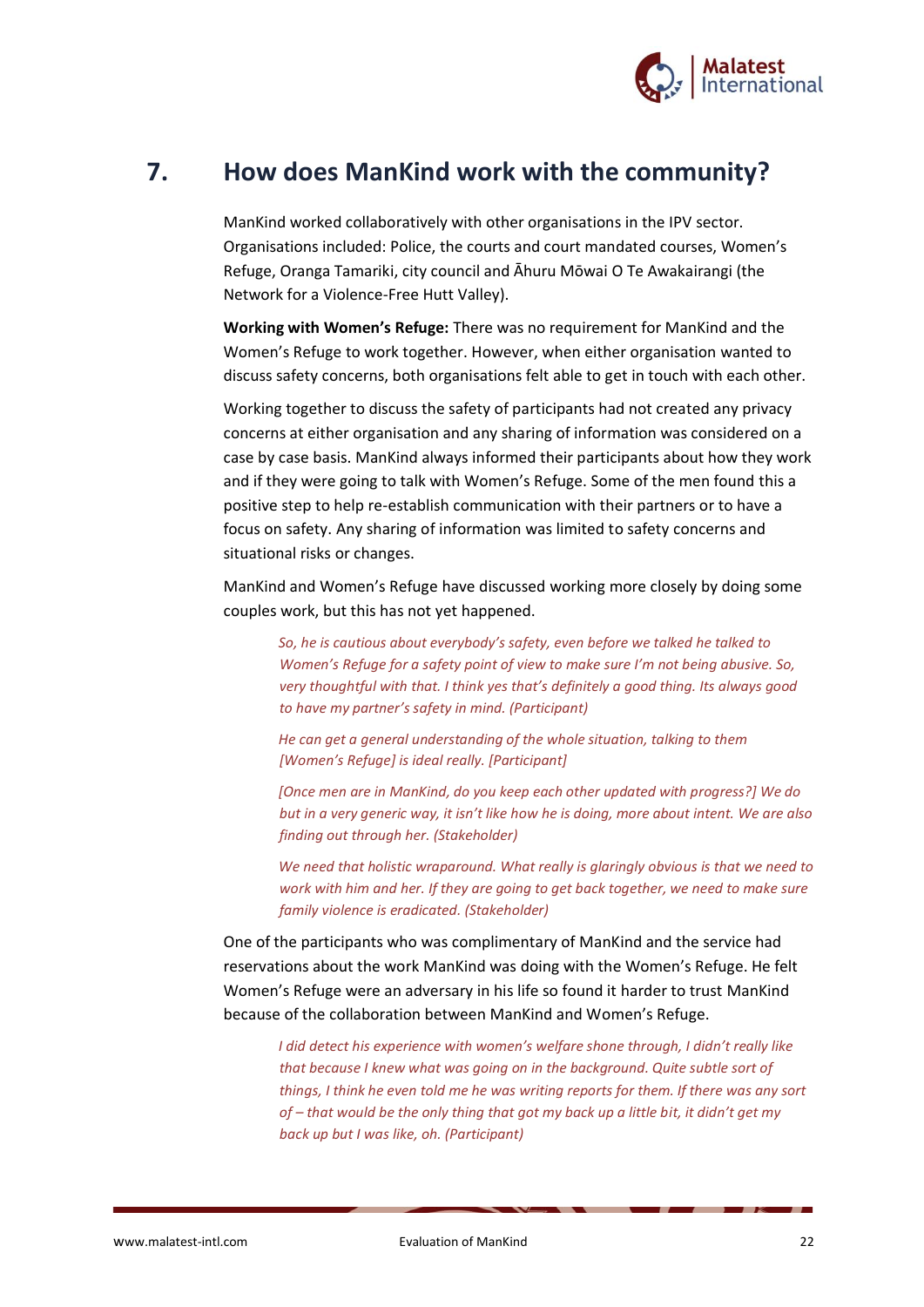# 7. How does ManKind work with the community?

ManKind worked collaboratively with other organisations in the IPV sector. Organisations included: Police, the courts and court mandated courses, Women's Refuge, Oranga Tamariki, city council and Āhuru Mōwai O Te Awakairangi (the Network for a Violence-Free Hutt Valley).

**Working with Women's Refuge:** There was no requirement for ManKind and the Women's Refuge to work together. However, when either organisation wanted to discuss safety concerns, both organisations felt able to get in touch with each other.

Working together to discuss the safety of participants had not created any privacy concerns at either organisation and any sharing of information was considered on a case by case basis. ManKind always informed their participants about how they work and if they were going to talk with Women's Refuge. Some of the men found this a positive step to help re-establish communication with their partners or to have a focus on safety. Any sharing of information was limited to safety concerns and situational risks or changes.

ManKind and Women's Refuge have discussed working more closely by doing some couples work, but this has not yet happened.

> *So, he is cautious about everybody's safety, even before we talked he talked to Women's Refuge for a safety point of view to make sure I'm not being abusive. So, very thoughtful with that. I think yes that's definitely a good thing. Its always good to have my partner's safety in mind. (Participant)*

> *He can get a general understanding of the whole situation, talking to them [Women's Refuge] is ideal really. [Participant]*

> *[Once men are in ManKind, do you keep each other updated with progress?] We do but in a very generic way, it isn't like how he is doing, more about intent. We are also finding out through her. (Stakeholder)*

> *We need that holistic wraparound. What really is glaringly obvious is that we need to work with him and her. If they are going to get back together, we need to make sure family violence is eradicated. (Stakeholder)*

One of the participants who was complimentary of ManKind and the service had reservations about the work ManKind was doing with the Women's Refuge. He felt Women's Refuge were an adversary in his life so found it harder to trust ManKind because of the collaboration between ManKind and Women's Refuge.

> *I did detect his experience with women's welfare shone through, I didn't really like that because I knew what was going on in the background. Quite subtle sort of things, I think he even told me he was writing reports for them. If there was any sort of – that would be the only thing that got my back up a little bit, it didn't get my back up but I was like, oh. (Participant)*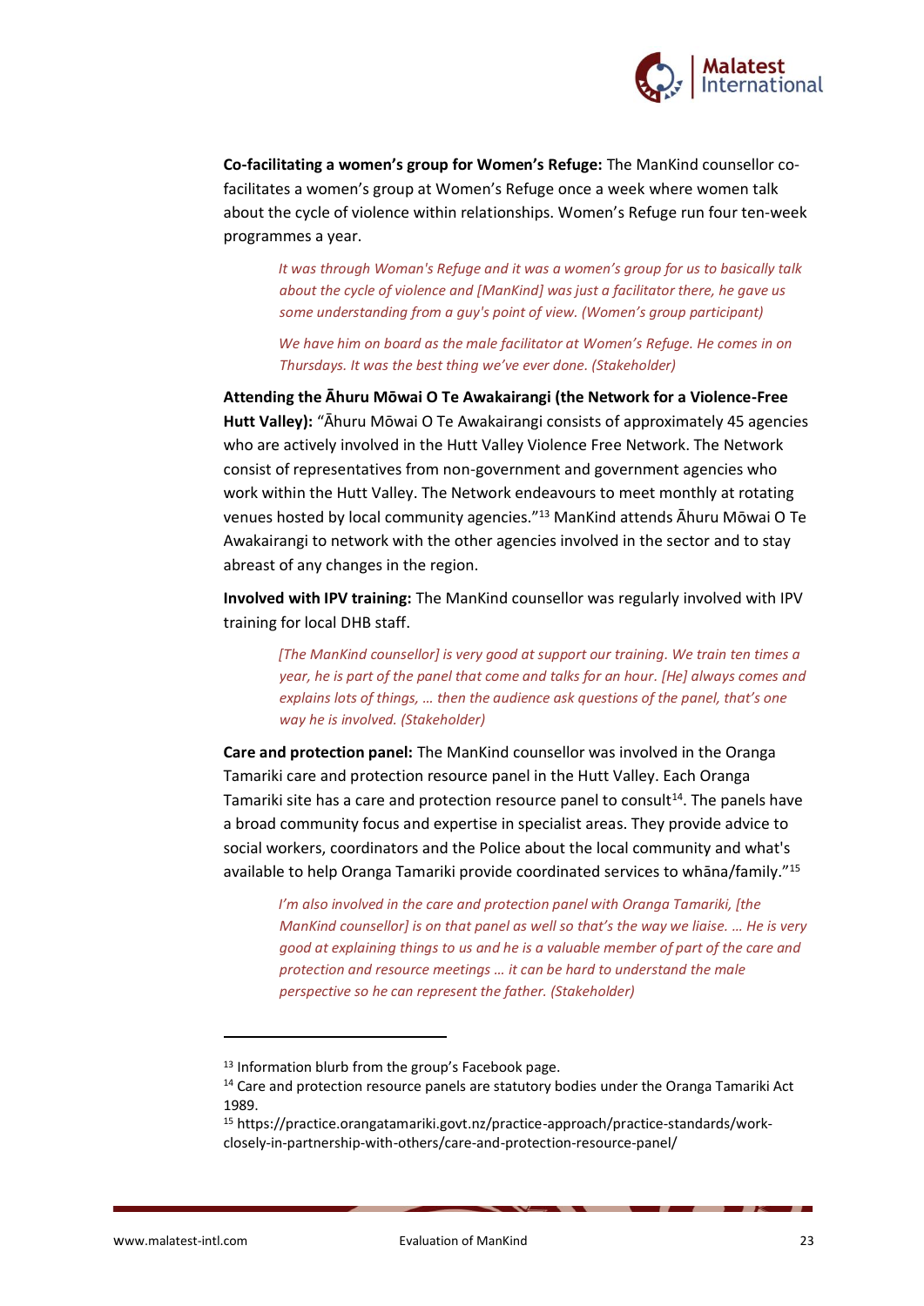**Co-facilitating a women's group for Women's Refuge:** The ManKind counsellor co-facilitates a women's group at Women's Refuge once a week where women talk about the cycle of violence within relationships. Women's Refuge run four ten-week programmes a year.

> *It was through Woman's Refuge and it was a women's group for us to basically talk about the cycle of violence and [ManKind] was just a facilitator there, he gave us some understanding from a guy's point of view. (Women's group participant)*
>
> *We have him on board as the male facilitator at Women's Refuge. He comes in on Thursdays. It was the best thing we've ever done. (Stakeholder)*

**Attending the Āhuru Mōwai O Te Awakairangi (the Network for a Violence-Free Hutt Valley):** "Āhuru Mōwai O Te Awakairangi consists of approximately 45 agencies who are actively involved in the Hutt Valley Violence Free Network. The Network consist of representatives from non-government and government agencies who work within the Hutt Valley. The Network endeavours to meet monthly at rotating venues hosted by local community agencies."[13] ManKind attends Āhuru Mōwai O Te Awakairangi to network with the other agencies involved in the sector and to stay abreast of any changes in the region.

**Involved with IPV training:** The ManKind counsellor was regularly involved with IPV training for local DHB staff.

> *[The ManKind counsellor] is very good at support our training. We train ten times a year, he is part of the panel that come and talks for an hour. [He] always comes and explains lots of things, … then the audience ask questions of the panel, that's one way he is involved. (Stakeholder)*

**Care and protection panel:** The ManKind counsellor was involved in the Oranga Tamariki care and protection resource panel in the Hutt Valley. Each Oranga Tamariki site has a care and protection resource panel to consult[14]. The panels have a broad community focus and expertise in specialist areas. They provide advice to social workers, coordinators and the Police about the local community and what's available to help Oranga Tamariki provide coordinated services to whāna/family."[15]

> *I'm also involved in the care and protection panel with Oranga Tamariki, [the ManKind counsellor] is on that panel as well so that's the way we liaise. … He is very good at explaining things to us and he is a valuable member of part of the care and protection and resource meetings … it can be hard to understand the male perspective so he can represent the father. (Stakeholder)*

---

[13] Information blurb from the group's Facebook page.

[14] Care and protection resource panels are statutory bodies under the Oranga Tamariki Act 1989.

[15] https://practice.orangatamariki.govt.nz/practice-approach/practice-standards/work-closely-in-partnership-with-others/care-and-protection-resource-panel/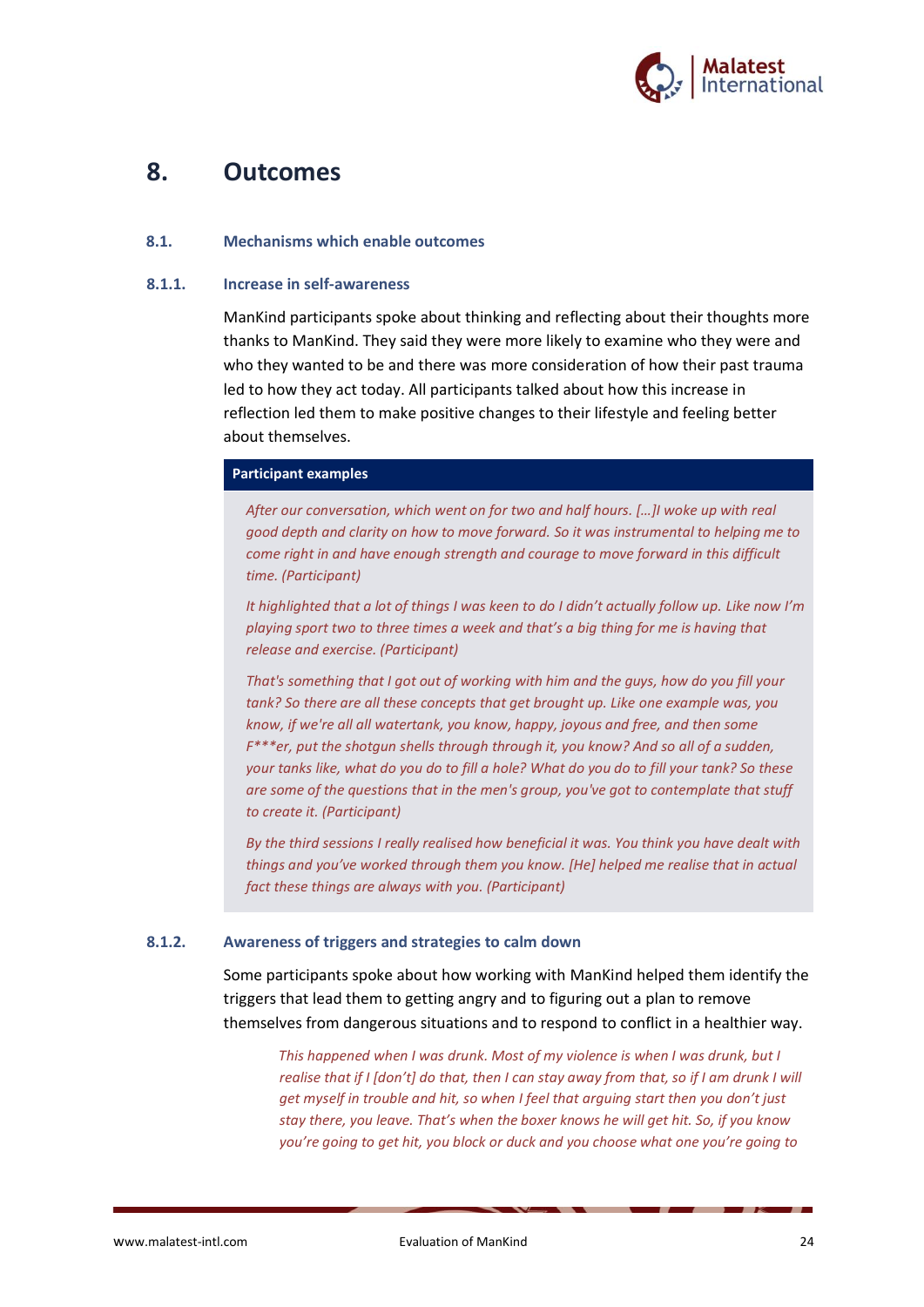# 8. Outcomes

## 8.1. Mechanisms which enable outcomes

### 8.1.1. Increase in self-awareness

ManKind participants spoke about thinking and reflecting about their thoughts more thanks to ManKind. They said they were more likely to examine who they were and who they wanted to be and there was more consideration of how their past trauma led to how they act today. All participants talked about how this increase in reflection led them to make positive changes to their lifestyle and feeling better about themselves.

**Participant examples**

*After our conversation, which went on for two and half hours. [...]I woke up with real good depth and clarity on how to move forward. So it was instrumental to helping me to come right in and have enough strength and courage to move forward in this difficult time. (Participant)*

*It highlighted that a lot of things I was keen to do I didn't actually follow up. Like now I'm playing sport two to three times a week and that's a big thing for me is having that release and exercise. (Participant)*

*That's something that I got out of working with him and the guys, how do you fill your tank? So there are all these concepts that get brought up. Like one example was, you know, if we're all all watertank, you know, happy, joyous and free, and then some F***er, put the shotgun shells through through it, you know? And so all of a sudden, your tanks like, what do you do to fill a hole? What do you do to fill your tank? So these are some of the questions that in the men's group, you've got to contemplate that stuff to create it. (Participant)*

*By the third sessions I really realised how beneficial it was. You think you have dealt with things and you've worked through them you know. [He] helped me realise that in actual fact these things are always with you. (Participant)*

### 8.1.2. Awareness of triggers and strategies to calm down

Some participants spoke about how working with ManKind helped them identify the triggers that lead them to getting angry and to figuring out a plan to remove themselves from dangerous situations and to respond to conflict in a healthier way.

> *This happened when I was drunk. Most of my violence is when I was drunk, but I realise that if I [don't] do that, then I can stay away from that, so if I am drunk I will get myself in trouble and hit, so when I feel that arguing start then you don't just stay there, you leave. That's when the boxer knows he will get hit. So, if you know you're going to get hit, you block or duck and you choose what one you're going to*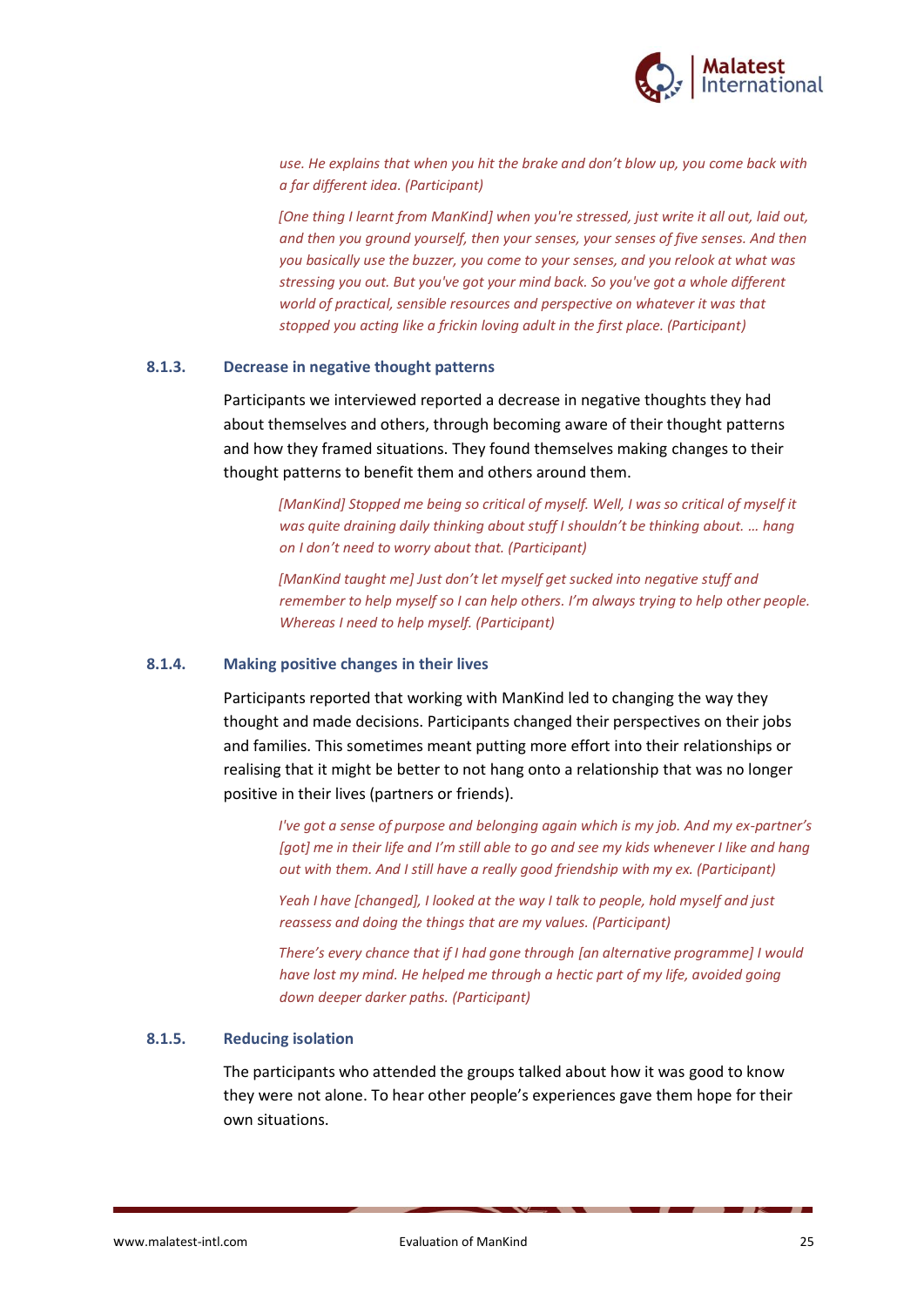*use. He explains that when you hit the brake and don't blow up, you come back with a far different idea. (Participant)*

*[One thing I learnt from ManKind] when you're stressed, just write it all out, laid out, and then you ground yourself, then your senses, your senses of five senses. And then you basically use the buzzer, you come to your senses, and you relook at what was stressing you out. But you've got your mind back. So you've got a whole different world of practical, sensible resources and perspective on whatever it was that stopped you acting like a frickin loving adult in the first place. (Participant)*

### 8.1.3. Decrease in negative thought patterns

Participants we interviewed reported a decrease in negative thoughts they had about themselves and others, through becoming aware of their thought patterns and how they framed situations. They found themselves making changes to their thought patterns to benefit them and others around them.

*[ManKind] Stopped me being so critical of myself. Well, I was so critical of myself it was quite draining daily thinking about stuff I shouldn't be thinking about. … hang on I don't need to worry about that. (Participant)*

*[ManKind taught me] Just don't let myself get sucked into negative stuff and remember to help myself so I can help others. I'm always trying to help other people. Whereas I need to help myself. (Participant)*

### 8.1.4. Making positive changes in their lives

Participants reported that working with ManKind led to changing the way they thought and made decisions. Participants changed their perspectives on their jobs and families. This sometimes meant putting more effort into their relationships or realising that it might be better to not hang onto a relationship that was no longer positive in their lives (partners or friends).

*I've got a sense of purpose and belonging again which is my job. And my ex-partner's [got] me in their life and I'm still able to go and see my kids whenever I like and hang out with them. And I still have a really good friendship with my ex. (Participant)*

*Yeah I have [changed], I looked at the way I talk to people, hold myself and just reassess and doing the things that are my values. (Participant)*

*There's every chance that if I had gone through [an alternative programme] I would have lost my mind. He helped me through a hectic part of my life, avoided going down deeper darker paths. (Participant)*

### 8.1.5. Reducing isolation

The participants who attended the groups talked about how it was good to know they were not alone. To hear other people's experiences gave them hope for their own situations.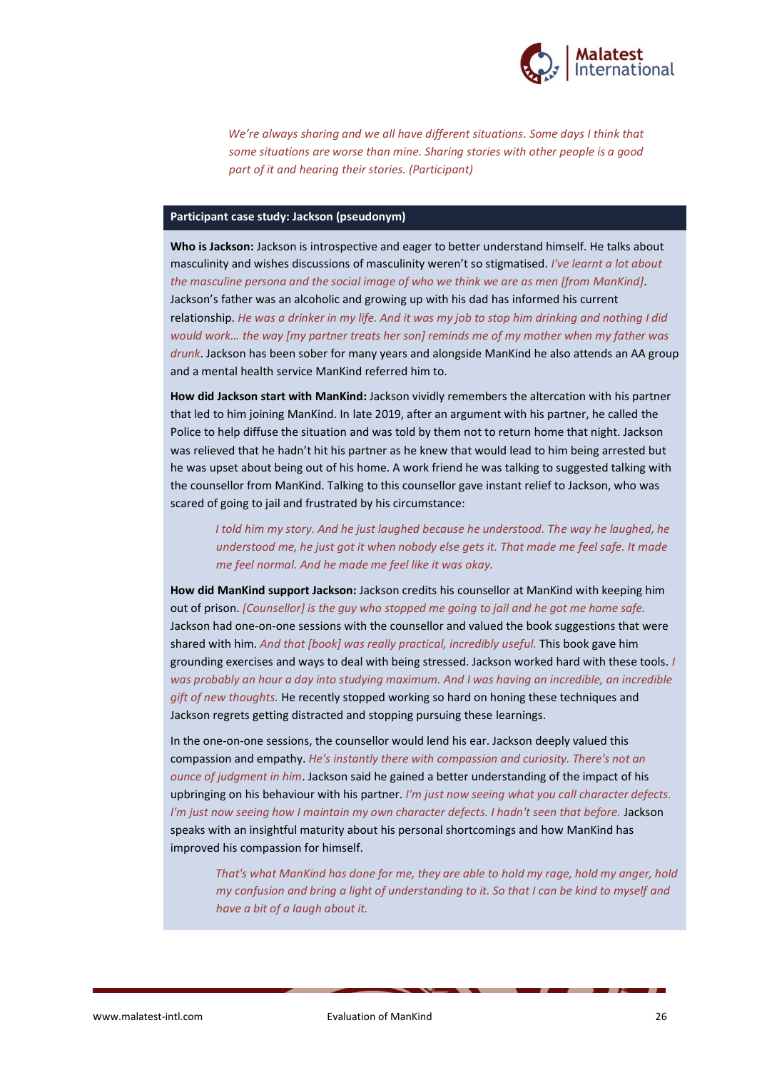*We're always sharing and we all have different situations. Some days I think that some situations are worse than mine. Sharing stories with other people is a good part of it and hearing their stories. (Participant)*

### Participant case study: Jackson (pseudonym)

**Who is Jackson:** Jackson is introspective and eager to better understand himself. He talks about masculinity and wishes discussions of masculinity weren't so stigmatised. *I've learnt a lot about the masculine persona and the social image of who we think we are as men [from ManKind].* Jackson's father was an alcoholic and growing up with his dad has informed his current relationship. *He was a drinker in my life. And it was my job to stop him drinking and nothing I did would work… the way [my partner treats her son] reminds me of my mother when my father was drunk*. Jackson has been sober for many years and alongside ManKind he also attends an AA group and a mental health service ManKind referred him to.

**How did Jackson start with ManKind:** Jackson vividly remembers the altercation with his partner that led to him joining ManKind. In late 2019, after an argument with his partner, he called the Police to help diffuse the situation and was told by them not to return home that night. Jackson was relieved that he hadn't hit his partner as he knew that would lead to him being arrested but he was upset about being out of his home. A work friend he was talking to suggested talking with the counsellor from ManKind. Talking to this counsellor gave instant relief to Jackson, who was scared of going to jail and frustrated by his circumstance:

> *I told him my story. And he just laughed because he understood. The way he laughed, he understood me, he just got it when nobody else gets it. That made me feel safe. It made me feel normal. And he made me feel like it was okay.*

**How did ManKind support Jackson:** Jackson credits his counsellor at ManKind with keeping him out of prison. *[Counsellor] is the guy who stopped me going to jail and he got me home safe.* Jackson had one-on-one sessions with the counsellor and valued the book suggestions that were shared with him. *And that [book] was really practical, incredibly useful.* This book gave him grounding exercises and ways to deal with being stressed. Jackson worked hard with these tools. *I was probably an hour a day into studying maximum. And I was having an incredible, an incredible gift of new thoughts.* He recently stopped working so hard on honing these techniques and Jackson regrets getting distracted and stopping pursuing these learnings.

In the one-on-one sessions, the counsellor would lend his ear. Jackson deeply valued this compassion and empathy. *He's instantly there with compassion and curiosity. There's not an ounce of judgment in him*. Jackson said he gained a better understanding of the impact of his upbringing on his behaviour with his partner. *I'm just now seeing what you call character defects. I'm just now seeing how I maintain my own character defects. I hadn't seen that before.* Jackson speaks with an insightful maturity about his personal shortcomings and how ManKind has improved his compassion for himself.

> *That's what ManKind has done for me, they are able to hold my rage, hold my anger, hold my confusion and bring a light of understanding to it. So that I can be kind to myself and have a bit of a laugh about it.*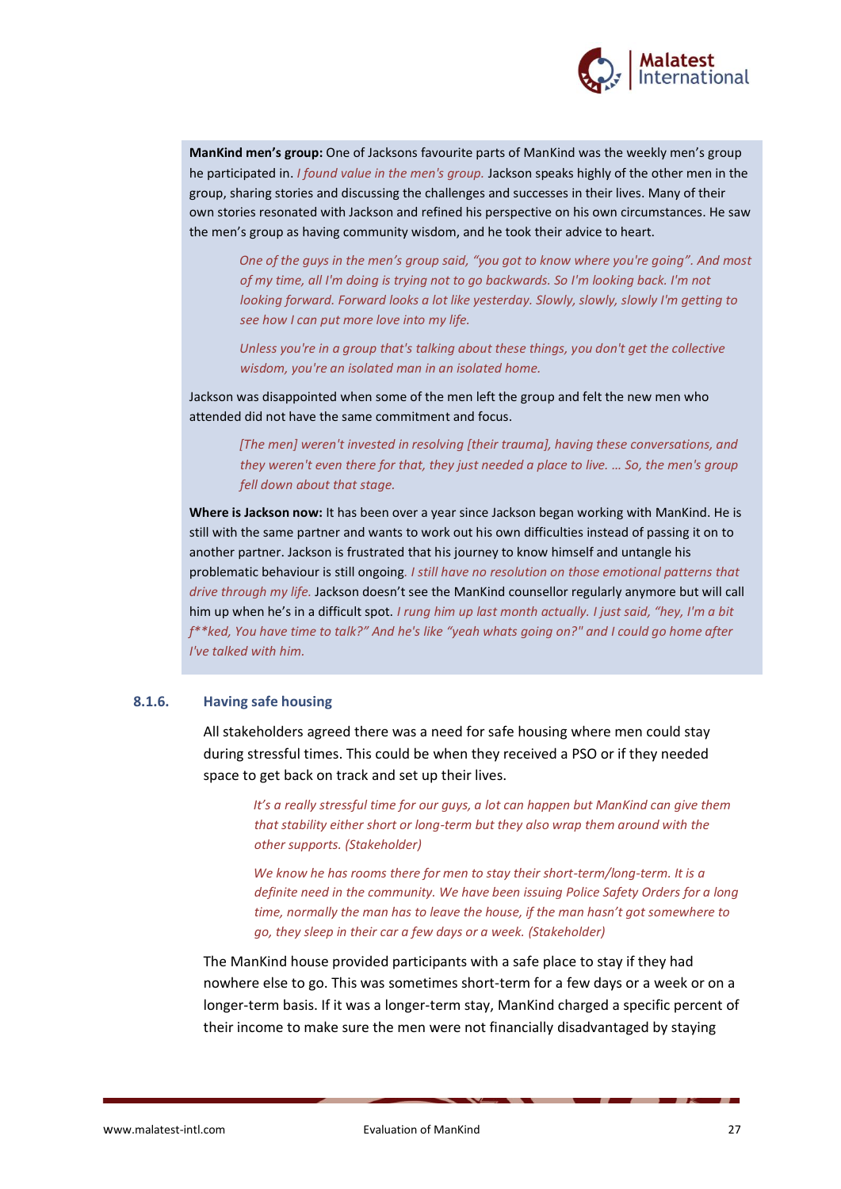**ManKind men's group:** One of Jacksons favourite parts of ManKind was the weekly men's group he participated in. *I found value in the men's group.* Jackson speaks highly of the other men in the group, sharing stories and discussing the challenges and successes in their lives. Many of their own stories resonated with Jackson and refined his perspective on his own circumstances. He saw the men's group as having community wisdom, and he took their advice to heart.

> *One of the guys in the men's group said, "you got to know where you're going". And most of my time, all I'm doing is trying not to go backwards. So I'm looking back. I'm not looking forward. Forward looks a lot like yesterday. Slowly, slowly, slowly I'm getting to see how I can put more love into my life.*
>
> *Unless you're in a group that's talking about these things, you don't get the collective wisdom, you're an isolated man in an isolated home.*

Jackson was disappointed when some of the men left the group and felt the new men who attended did not have the same commitment and focus.

> *[The men] weren't invested in resolving [their trauma], having these conversations, and they weren't even there for that, they just needed a place to live. … So, the men's group fell down about that stage.*

**Where is Jackson now:** It has been over a year since Jackson began working with ManKind. He is still with the same partner and wants to work out his own difficulties instead of passing it on to another partner. Jackson is frustrated that his journey to know himself and untangle his problematic behaviour is still ongoing. *I still have no resolution on those emotional patterns that drive through my life.* Jackson doesn't see the ManKind counsellor regularly anymore but will call him up when he's in a difficult spot. *I rung him up last month actually. I just said, "hey, I'm a bit f**ked, You have time to talk?" And he's like "yeah whats going on?" and I could go home after I've talked with him.*

### 8.1.6. Having safe housing

All stakeholders agreed there was a need for safe housing where men could stay during stressful times. This could be when they received a PSO or if they needed space to get back on track and set up their lives.

> *It's a really stressful time for our guys, a lot can happen but ManKind can give them that stability either short or long-term but they also wrap them around with the other supports. (Stakeholder)*
>
> *We know he has rooms there for men to stay their short-term/long-term. It is a definite need in the community. We have been issuing Police Safety Orders for a long time, normally the man has to leave the house, if the man hasn't got somewhere to go, they sleep in their car a few days or a week. (Stakeholder)*

The ManKind house provided participants with a safe place to stay if they had nowhere else to go. This was sometimes short-term for a few days or a week or on a longer-term basis. If it was a longer-term stay, ManKind charged a specific percent of their income to make sure the men were not financially disadvantaged by staying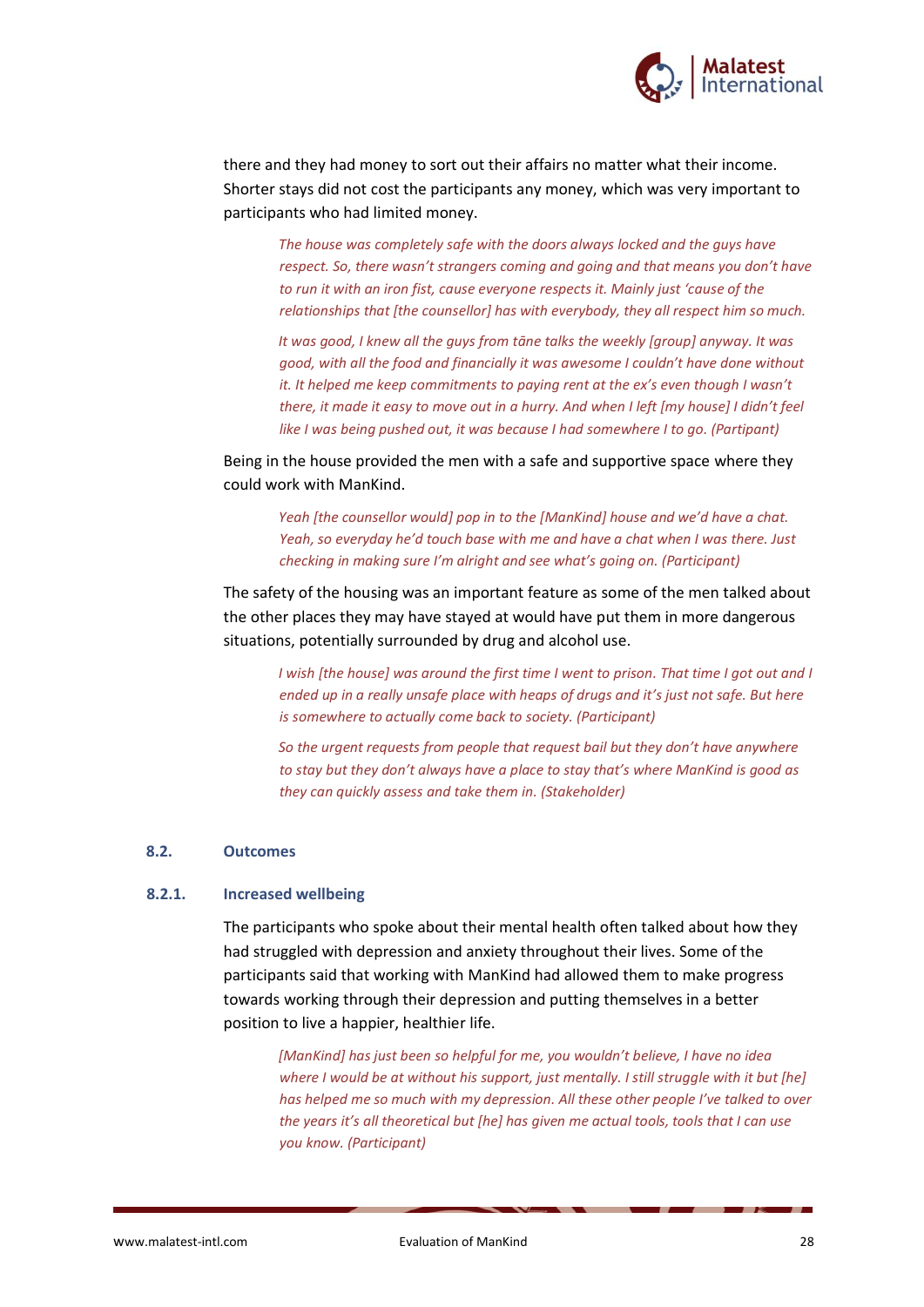there and they had money to sort out their affairs no matter what their income. Shorter stays did not cost the participants any money, which was very important to participants who had limited money.

> *The house was completely safe with the doors always locked and the guys have respect. So, there wasn't strangers coming and going and that means you don't have to run it with an iron fist, cause everyone respects it. Mainly just 'cause of the relationships that [the counsellor] has with everybody, they all respect him so much.*

> *It was good, I knew all the guys from tāne talks the weekly [group] anyway. It was good, with all the food and financially it was awesome I couldn't have done without it. It helped me keep commitments to paying rent at the ex's even though I wasn't there, it made it easy to move out in a hurry. And when I left [my house] I didn't feel like I was being pushed out, it was because I had somewhere I to go. (Partipant)*

Being in the house provided the men with a safe and supportive space where they could work with ManKind.

> *Yeah [the counsellor would] pop in to the [ManKind] house and we'd have a chat. Yeah, so everyday he'd touch base with me and have a chat when I was there. Just checking in making sure I'm alright and see what's going on. (Participant)*

The safety of the housing was an important feature as some of the men talked about the other places they may have stayed at would have put them in more dangerous situations, potentially surrounded by drug and alcohol use.

> *I wish [the house] was around the first time I went to prison. That time I got out and I ended up in a really unsafe place with heaps of drugs and it's just not safe. But here is somewhere to actually come back to society. (Participant)*

> *So the urgent requests from people that request bail but they don't have anywhere to stay but they don't always have a place to stay that's where ManKind is good as they can quickly assess and take them in. (Stakeholder)*

## 8.2. Outcomes

### 8.2.1. Increased wellbeing

The participants who spoke about their mental health often talked about how they had struggled with depression and anxiety throughout their lives. Some of the participants said that working with ManKind had allowed them to make progress towards working through their depression and putting themselves in a better position to live a happier, healthier life.

> *[ManKind] has just been so helpful for me, you wouldn't believe, I have no idea where I would be at without his support, just mentally. I still struggle with it but [he] has helped me so much with my depression. All these other people I've talked to over the years it's all theoretical but [he] has given me actual tools, tools that I can use you know. (Participant)*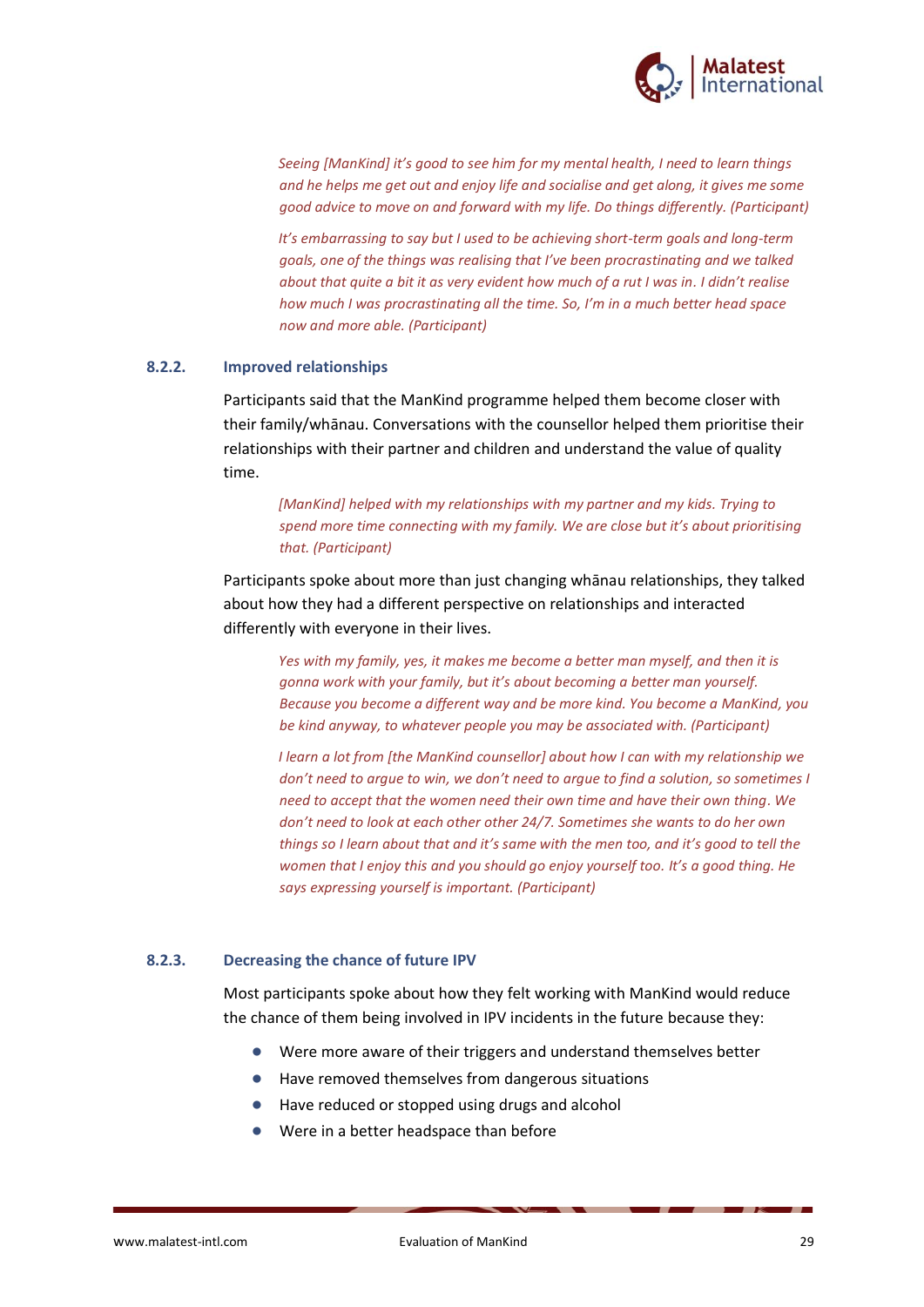> *Seeing [ManKind] it's good to see him for my mental health, I need to learn things and he helps me get out and enjoy life and socialise and get along, it gives me some good advice to move on and forward with my life. Do things differently. (Participant)*

> *It's embarrassing to say but I used to be achieving short-term goals and long-term goals, one of the things was realising that I've been procrastinating and we talked about that quite a bit it as very evident how much of a rut I was in. I didn't realise how much I was procrastinating all the time. So, I'm in a much better head space now and more able. (Participant)*

### 8.2.2. Improved relationships

Participants said that the ManKind programme helped them become closer with their family/whānau. Conversations with the counsellor helped them prioritise their relationships with their partner and children and understand the value of quality time.

> *[ManKind] helped with my relationships with my partner and my kids. Trying to spend more time connecting with my family. We are close but it's about prioritising that. (Participant)*

Participants spoke about more than just changing whānau relationships, they talked about how they had a different perspective on relationships and interacted differently with everyone in their lives.

> *Yes with my family, yes, it makes me become a better man myself, and then it is gonna work with your family, but it's about becoming a better man yourself. Because you become a different way and be more kind. You become a ManKind, you be kind anyway, to whatever people you may be associated with. (Participant)*

> *I learn a lot from [the ManKind counsellor] about how I can with my relationship we don't need to argue to win, we don't need to argue to find a solution, so sometimes I need to accept that the women need their own time and have their own thing. We don't need to look at each other other 24/7. Sometimes she wants to do her own things so I learn about that and it's same with the men too, and it's good to tell the women that I enjoy this and you should go enjoy yourself too. It's a good thing. He says expressing yourself is important. (Participant)*

### 8.2.3. Decreasing the chance of future IPV

Most participants spoke about how they felt working with ManKind would reduce the chance of them being involved in IPV incidents in the future because they:

- Were more aware of their triggers and understand themselves better
- Have removed themselves from dangerous situations
- Have reduced or stopped using drugs and alcohol
- Were in a better headspace than before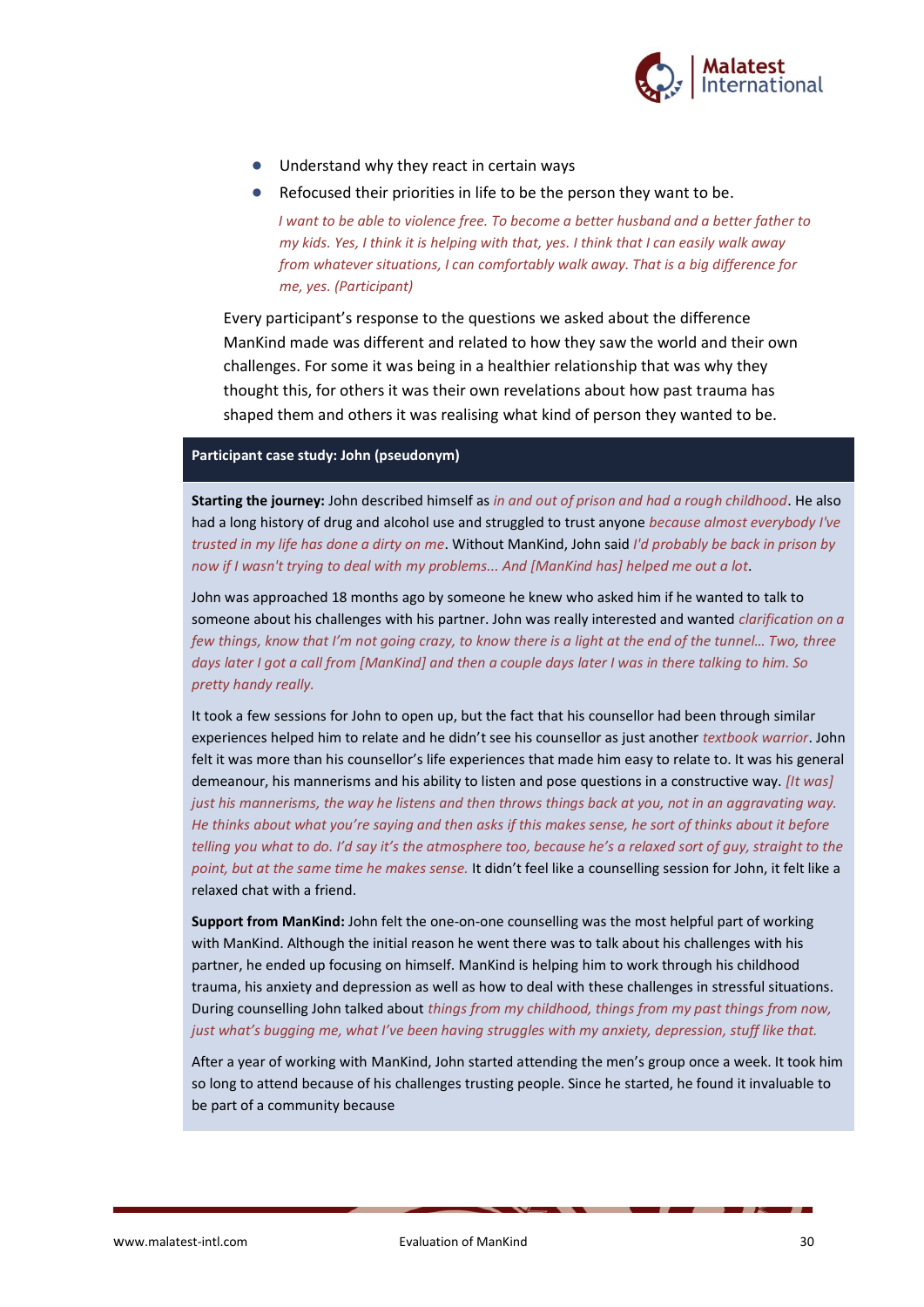- Understand why they react in certain ways
- Refocused their priorities in life to be the person they want to be.

  *I want to be able to violence free. To become a better husband and a better father to my kids. Yes, I think it is helping with that, yes. I think that I can easily walk away from whatever situations, I can comfortably walk away. That is a big difference for me, yes. (Participant)*

Every participant's response to the questions we asked about the difference ManKind made was different and related to how they saw the world and their own challenges. For some it was being in a healthier relationship that was why they thought this, for others it was their own revelations about how past trauma has shaped them and others it was realising what kind of person they wanted to be.

**Participant case study: John (pseudonym)**

**Starting the journey:** John described himself as *in and out of prison and had a rough childhood*. He also had a long history of drug and alcohol use and struggled to trust anyone *because almost everybody I've trusted in my life has done a dirty on me*. Without ManKind, John said *I'd probably be back in prison by now if I wasn't trying to deal with my problems... And [ManKind has] helped me out a lot*.

John was approached 18 months ago by someone he knew who asked him if he wanted to talk to someone about his challenges with his partner. John was really interested and wanted *clarification on a few things, know that I'm not going crazy, to know there is a light at the end of the tunnel... Two, three days later I got a call from [ManKind] and then a couple days later I was in there talking to him. So pretty handy really.*

It took a few sessions for John to open up, but the fact that his counsellor had been through similar experiences helped him to relate and he didn't see his counsellor as just another *textbook warrior*. John felt it was more than his counsellor's life experiences that made him easy to relate to. It was his general demeanour, his mannerisms and his ability to listen and pose questions in a constructive way. *[It was] just his mannerisms, the way he listens and then throws things back at you, not in an aggravating way. He thinks about what you're saying and then asks if this makes sense, he sort of thinks about it before telling you what to do. I'd say it's the atmosphere too, because he's a relaxed sort of guy, straight to the point, but at the same time he makes sense.* It didn't feel like a counselling session for John, it felt like a relaxed chat with a friend.

**Support from ManKind:** John felt the one-on-one counselling was the most helpful part of working with ManKind. Although the initial reason he went there was to talk about his challenges with his partner, he ended up focusing on himself. ManKind is helping him to work through his childhood trauma, his anxiety and depression as well as how to deal with these challenges in stressful situations. During counselling John talked about *things from my childhood, things from my past things from now, just what's bugging me, what I've been having struggles with my anxiety, depression, stuff like that.*

After a year of working with ManKind, John started attending the men's group once a week. It took him so long to attend because of his challenges trusting people. Since he started, he found it invaluable to be part of a community because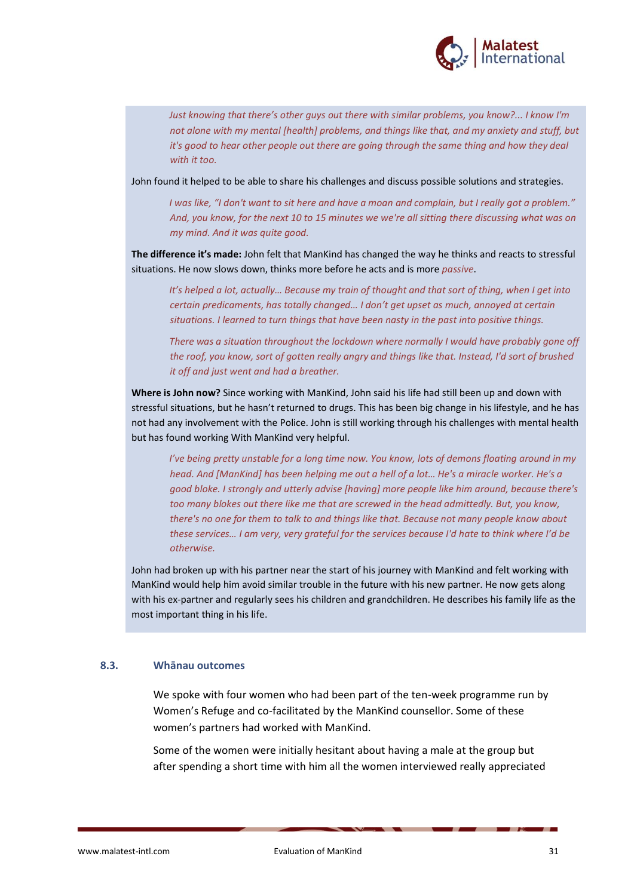*Just knowing that there's other guys out there with similar problems, you know?... I know I'm not alone with my mental [health] problems, and things like that, and my anxiety and stuff, but it's good to hear other people out there are going through the same thing and how they deal with it too.*

John found it helped to be able to share his challenges and discuss possible solutions and strategies.

*I was like, "I don't want to sit here and have a moan and complain, but I really got a problem." And, you know, for the next 10 to 15 minutes we we're all sitting there discussing what was on my mind. And it was quite good.*

**The difference it's made:** John felt that ManKind has changed the way he thinks and reacts to stressful situations. He now slows down, thinks more before he acts and is more *passive*.

*It's helped a lot, actually… Because my train of thought and that sort of thing, when I get into certain predicaments, has totally changed… I don't get upset as much, annoyed at certain situations. I learned to turn things that have been nasty in the past into positive things.*

*There was a situation throughout the lockdown where normally I would have probably gone off the roof, you know, sort of gotten really angry and things like that. Instead, I'd sort of brushed it off and just went and had a breather.*

**Where is John now?** Since working with ManKind, John said his life had still been up and down with stressful situations, but he hasn't returned to drugs. This has been big change in his lifestyle, and he has not had any involvement with the Police. John is still working through his challenges with mental health but has found working With ManKind very helpful.

*I've being pretty unstable for a long time now. You know, lots of demons floating around in my head. And [ManKind] has been helping me out a hell of a lot… He's a miracle worker. He's a good bloke. I strongly and utterly advise [having] more people like him around, because there's too many blokes out there like me that are screwed in the head admittedly. But, you know, there's no one for them to talk to and things like that. Because not many people know about these services… I am very, very grateful for the services because I'd hate to think where I'd be otherwise.*

John had broken up with his partner near the start of his journey with ManKind and felt working with ManKind would help him avoid similar trouble in the future with his new partner. He now gets along with his ex-partner and regularly sees his children and grandchildren. He describes his family life as the most important thing in his life.

## 8.3. Whānau outcomes

We spoke with four women who had been part of the ten-week programme run by Women's Refuge and co-facilitated by the ManKind counsellor. Some of these women's partners had worked with ManKind.

Some of the women were initially hesitant about having a male at the group but after spending a short time with him all the women interviewed really appreciated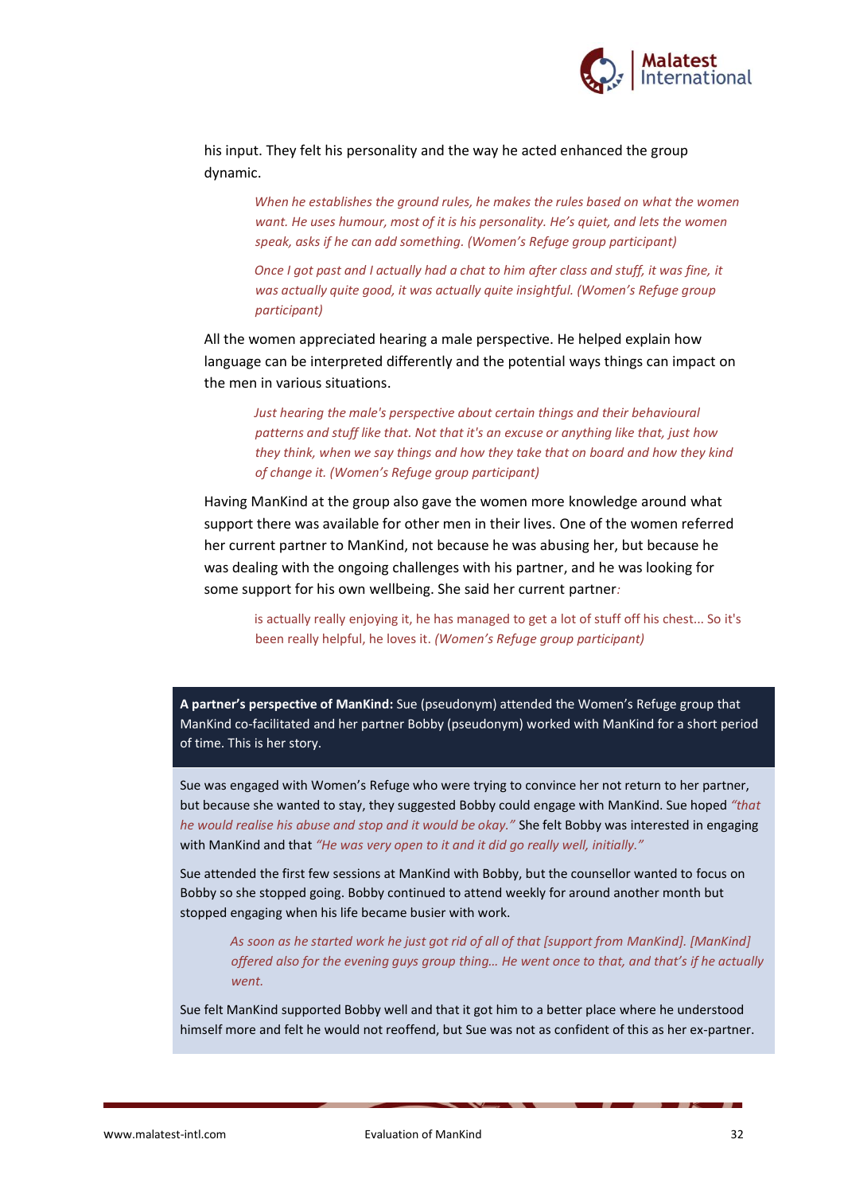his input. They felt his personality and the way he acted enhanced the group dynamic.

> *When he establishes the ground rules, he makes the rules based on what the women want. He uses humour, most of it is his personality. He's quiet, and lets the women speak, asks if he can add something. (Women's Refuge group participant)*

> *Once I got past and I actually had a chat to him after class and stuff, it was fine, it was actually quite good, it was actually quite insightful. (Women's Refuge group participant)*

All the women appreciated hearing a male perspective. He helped explain how language can be interpreted differently and the potential ways things can impact on the men in various situations.

> *Just hearing the male's perspective about certain things and their behavioural patterns and stuff like that. Not that it's an excuse or anything like that, just how they think, when we say things and how they take that on board and how they kind of change it. (Women's Refuge group participant)*

Having ManKind at the group also gave the women more knowledge around what support there was available for other men in their lives. One of the women referred her current partner to ManKind, not because he was abusing her, but because he was dealing with the ongoing challenges with his partner, and he was looking for some support for his own wellbeing. She said her current partner*:*

> is actually really enjoying it, he has managed to get a lot of stuff off his chest... So it's been really helpful, he loves it. *(Women's Refuge group participant)*

**A partner's perspective of ManKind:** Sue (pseudonym) attended the Women's Refuge group that ManKind co-facilitated and her partner Bobby (pseudonym) worked with ManKind for a short period of time. This is her story.

Sue was engaged with Women's Refuge who were trying to convince her not return to her partner, but because she wanted to stay, they suggested Bobby could engage with ManKind. Sue hoped *"that he would realise his abuse and stop and it would be okay."* She felt Bobby was interested in engaging with ManKind and that *"He was very open to it and it did go really well, initially."*

Sue attended the first few sessions at ManKind with Bobby, but the counsellor wanted to focus on Bobby so she stopped going. Bobby continued to attend weekly for around another month but stopped engaging when his life became busier with work.

> *As soon as he started work he just got rid of all of that [support from ManKind]. [ManKind] offered also for the evening guys group thing… He went once to that, and that's if he actually went.*

Sue felt ManKind supported Bobby well and that it got him to a better place where he understood himself more and felt he would not reoffend, but Sue was not as confident of this as her ex-partner.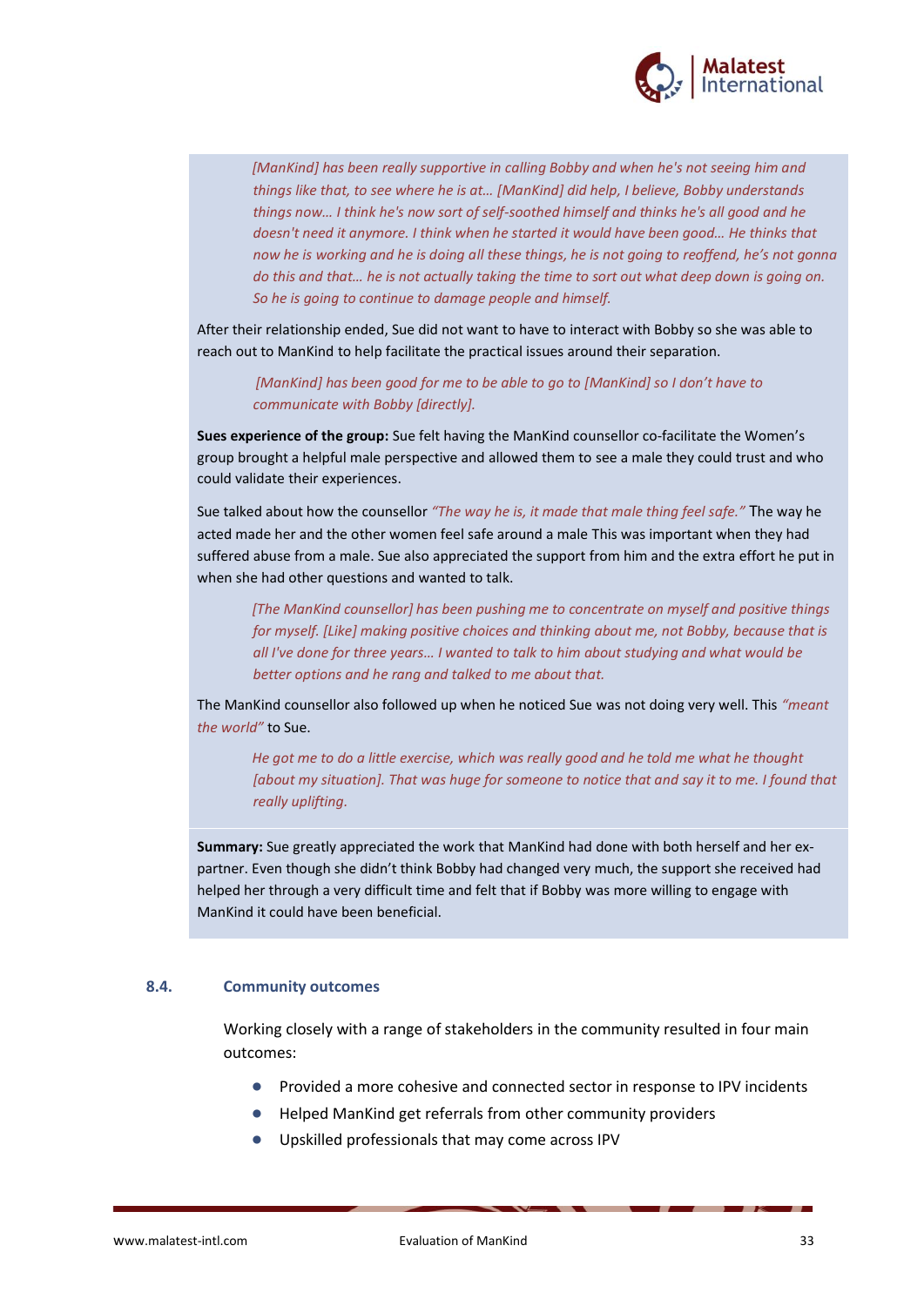> *[ManKind] has been really supportive in calling Bobby and when he's not seeing him and things like that, to see where he is at… [ManKind] did help, I believe, Bobby understands things now… I think he's now sort of self-soothed himself and thinks he's all good and he doesn't need it anymore. I think when he started it would have been good… He thinks that now he is working and he is doing all these things, he is not going to reoffend, he's not gonna do this and that… he is not actually taking the time to sort out what deep down is going on. So he is going to continue to damage people and himself.*

After their relationship ended, Sue did not want to have to interact with Bobby so she was able to reach out to ManKind to help facilitate the practical issues around their separation.

> *[ManKind] has been good for me to be able to go to [ManKind] so I don't have to communicate with Bobby [directly].*

**Sues experience of the group:** Sue felt having the ManKind counsellor co-facilitate the Women's group brought a helpful male perspective and allowed them to see a male they could trust and who could validate their experiences.

Sue talked about how the counsellor *"The way he is, it made that male thing feel safe."* The way he acted made her and the other women feel safe around a male This was important when they had suffered abuse from a male. Sue also appreciated the support from him and the extra effort he put in when she had other questions and wanted to talk.

> *[The ManKind counsellor] has been pushing me to concentrate on myself and positive things for myself. [Like] making positive choices and thinking about me, not Bobby, because that is all I've done for three years… I wanted to talk to him about studying and what would be better options and he rang and talked to me about that.*

The ManKind counsellor also followed up when he noticed Sue was not doing very well. This *"meant the world"* to Sue.

> *He got me to do a little exercise, which was really good and he told me what he thought [about my situation]. That was huge for someone to notice that and say it to me. I found that really uplifting.*

**Summary:** Sue greatly appreciated the work that ManKind had done with both herself and her ex-partner. Even though she didn't think Bobby had changed very much, the support she received had helped her through a very difficult time and felt that if Bobby was more willing to engage with ManKind it could have been beneficial.

## 8.4. Community outcomes

Working closely with a range of stakeholders in the community resulted in four main outcomes:

- Provided a more cohesive and connected sector in response to IPV incidents
- Helped ManKind get referrals from other community providers
- Upskilled professionals that may come across IPV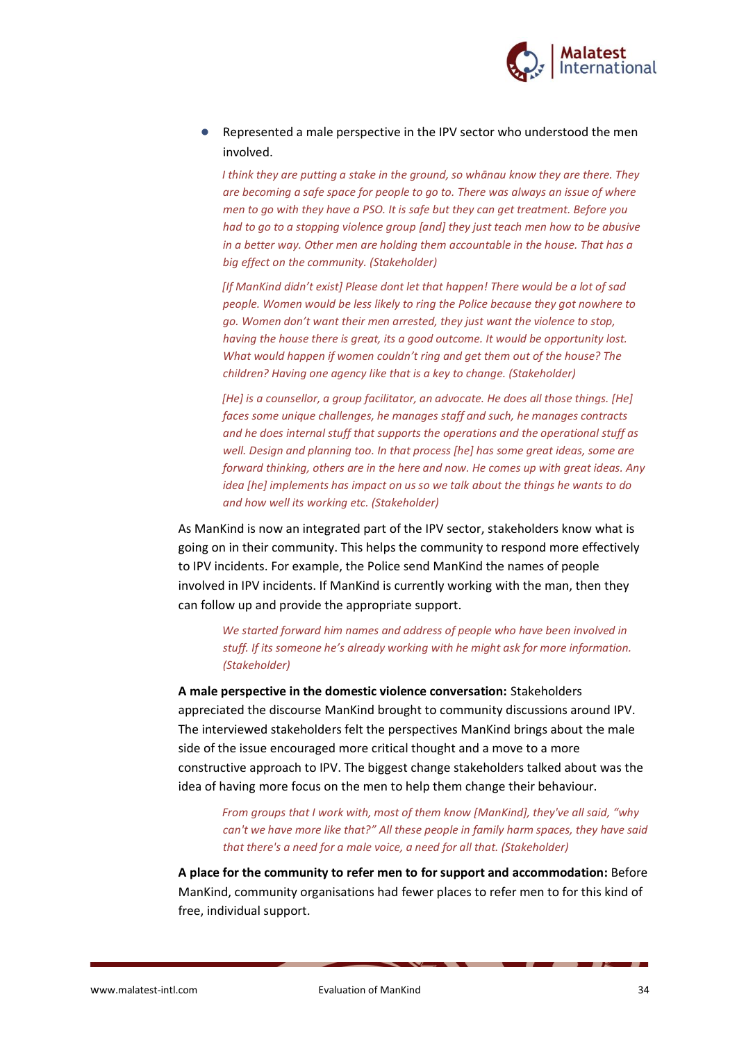- Represented a male perspective in the IPV sector who understood the men involved.

  > *I think they are putting a stake in the ground, so whānau know they are there. They are becoming a safe space for people to go to. There was always an issue of where men to go with they have a PSO. It is safe but they can get treatment. Before you had to go to a stopping violence group [and] they just teach men how to be abusive in a better way. Other men are holding them accountable in the house. That has a big effect on the community. (Stakeholder)*

  > *[If ManKind didn't exist] Please dont let that happen! There would be a lot of sad people. Women would be less likely to ring the Police because they got nowhere to go. Women don't want their men arrested, they just want the violence to stop, having the house there is great, its a good outcome. It would be opportunity lost. What would happen if women couldn't ring and get them out of the house? The children? Having one agency like that is a key to change. (Stakeholder)*

  > *[He] is a counsellor, a group facilitator, an advocate. He does all those things. [He] faces some unique challenges, he manages staff and such, he manages contracts and he does internal stuff that supports the operations and the operational stuff as well. Design and planning too. In that process [he] has some great ideas, some are forward thinking, others are in the here and now. He comes up with great ideas. Any idea [he] implements has impact on us so we talk about the things he wants to do and how well its working etc. (Stakeholder)*

As ManKind is now an integrated part of the IPV sector, stakeholders know what is going on in their community. This helps the community to respond more effectively to IPV incidents. For example, the Police send ManKind the names of people involved in IPV incidents. If ManKind is currently working with the man, then they can follow up and provide the appropriate support.

> *We started forward him names and address of people who have been involved in stuff. If its someone he's already working with he might ask for more information. (Stakeholder)*

**A male perspective in the domestic violence conversation:** Stakeholders appreciated the discourse ManKind brought to community discussions around IPV. The interviewed stakeholders felt the perspectives ManKind brings about the male side of the issue encouraged more critical thought and a move to a more constructive approach to IPV. The biggest change stakeholders talked about was the idea of having more focus on the men to help them change their behaviour.

> *From groups that I work with, most of them know [ManKind], they've all said, "why can't we have more like that?" All these people in family harm spaces, they have said that there's a need for a male voice, a need for all that. (Stakeholder)*

**A place for the community to refer men to for support and accommodation:** Before ManKind, community organisations had fewer places to refer men to for this kind of free, individual support.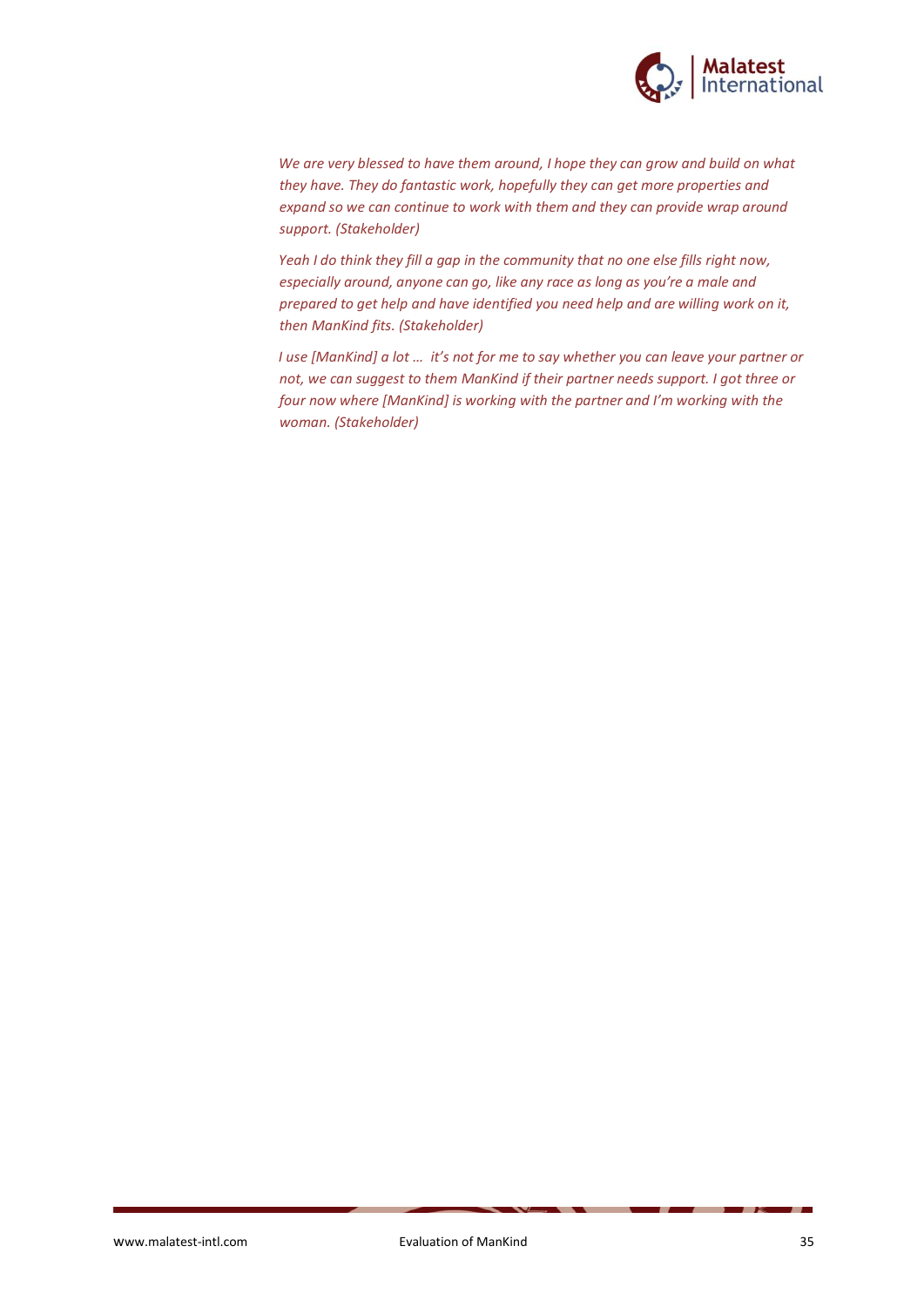*We are very blessed to have them around, I hope they can grow and build on what they have. They do fantastic work, hopefully they can get more properties and expand so we can continue to work with them and they can provide wrap around support. (Stakeholder)*

*Yeah I do think they fill a gap in the community that no one else fills right now, especially around, anyone can go, like any race as long as you're a male and prepared to get help and have identified you need help and are willing work on it, then ManKind fits. (Stakeholder)*

*I use [ManKind] a lot … it's not for me to say whether you can leave your partner or not, we can suggest to them ManKind if their partner needs support. I got three or four now where [ManKind] is working with the partner and I'm working with the woman. (Stakeholder)*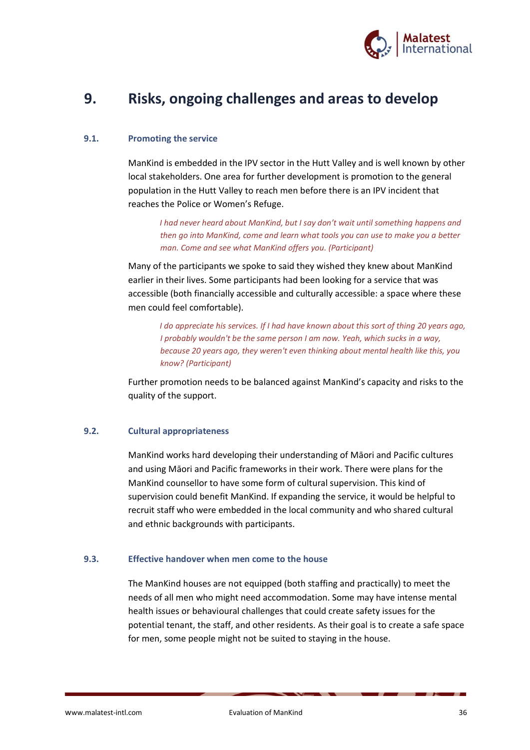# 9. Risks, ongoing challenges and areas to develop

## 9.1. Promoting the service

ManKind is embedded in the IPV sector in the Hutt Valley and is well known by other local stakeholders. One area for further development is promotion to the general population in the Hutt Valley to reach men before there is an IPV incident that reaches the Police or Women's Refuge.

> *I had never heard about ManKind, but I say don't wait until something happens and then go into ManKind, come and learn what tools you can use to make you a better man. Come and see what ManKind offers you. (Participant)*

Many of the participants we spoke to said they wished they knew about ManKind earlier in their lives. Some participants had been looking for a service that was accessible (both financially accessible and culturally accessible: a space where these men could feel comfortable).

> *I do appreciate his services. If I had have known about this sort of thing 20 years ago, I probably wouldn't be the same person I am now. Yeah, which sucks in a way, because 20 years ago, they weren't even thinking about mental health like this, you know? (Participant)*

Further promotion needs to be balanced against ManKind's capacity and risks to the quality of the support.

## 9.2. Cultural appropriateness

ManKind works hard developing their understanding of Māori and Pacific cultures and using Māori and Pacific frameworks in their work. There were plans for the ManKind counsellor to have some form of cultural supervision. This kind of supervision could benefit ManKind. If expanding the service, it would be helpful to recruit staff who were embedded in the local community and who shared cultural and ethnic backgrounds with participants.

## 9.3. Effective handover when men come to the house

The ManKind houses are not equipped (both staffing and practically) to meet the needs of all men who might need accommodation. Some may have intense mental health issues or behavioural challenges that could create safety issues for the potential tenant, the staff, and other residents. As their goal is to create a safe space for men, some people might not be suited to staying in the house.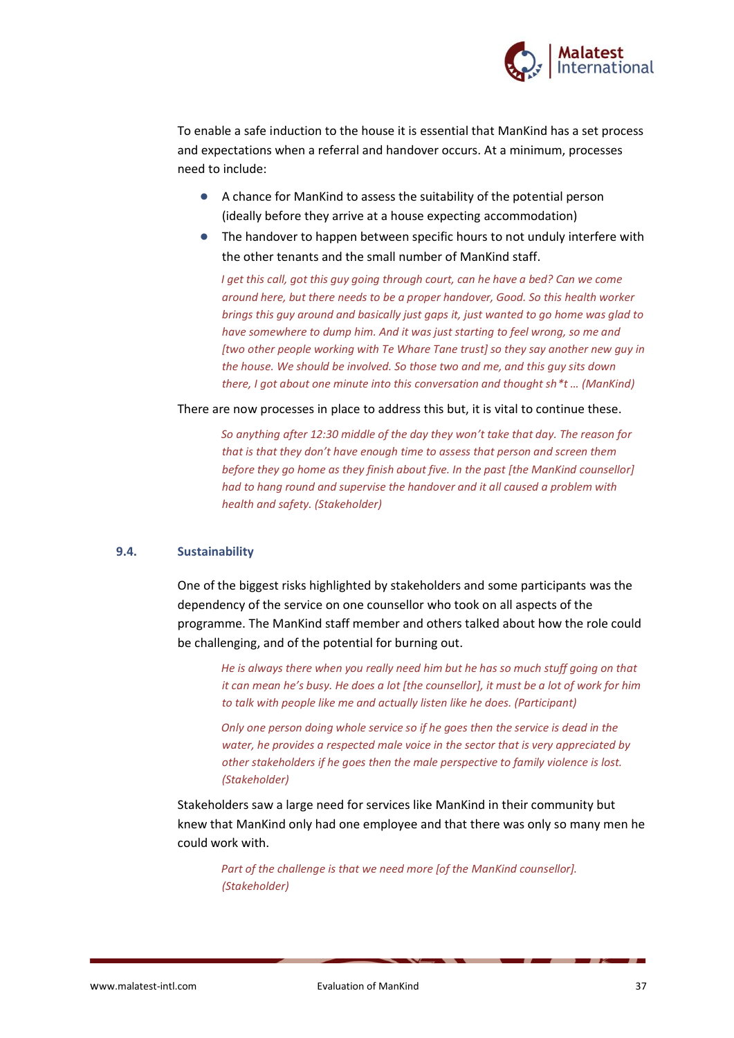To enable a safe induction to the house it is essential that ManKind has a set process and expectations when a referral and handover occurs. At a minimum, processes need to include:

- A chance for ManKind to assess the suitability of the potential person (ideally before they arrive at a house expecting accommodation)
- The handover to happen between specific hours to not unduly interfere with the other tenants and the small number of ManKind staff.

> *I get this call, got this guy going through court, can he have a bed? Can we come around here, but there needs to be a proper handover, Good. So this health worker brings this guy around and basically just gaps it, just wanted to go home was glad to have somewhere to dump him. And it was just starting to feel wrong, so me and [two other people working with Te Whare Tane trust] so they say another new guy in the house. We should be involved. So those two and me, and this guy sits down there, I got about one minute into this conversation and thought sh*t … (ManKind)*

There are now processes in place to address this but, it is vital to continue these.

> *So anything after 12:30 middle of the day they won't take that day. The reason for that is that they don't have enough time to assess that person and screen them before they go home as they finish about five. In the past [the ManKind counsellor] had to hang round and supervise the handover and it all caused a problem with health and safety. (Stakeholder)*

## 9.4. Sustainability

One of the biggest risks highlighted by stakeholders and some participants was the dependency of the service on one counsellor who took on all aspects of the programme. The ManKind staff member and others talked about how the role could be challenging, and of the potential for burning out.

> *He is always there when you really need him but he has so much stuff going on that it can mean he's busy. He does a lot [the counsellor], it must be a lot of work for him to talk with people like me and actually listen like he does. (Participant)*

> *Only one person doing whole service so if he goes then the service is dead in the water, he provides a respected male voice in the sector that is very appreciated by other stakeholders if he goes then the male perspective to family violence is lost. (Stakeholder)*

Stakeholders saw a large need for services like ManKind in their community but knew that ManKind only had one employee and that there was only so many men he could work with.

> *Part of the challenge is that we need more [of the ManKind counsellor]. (Stakeholder)*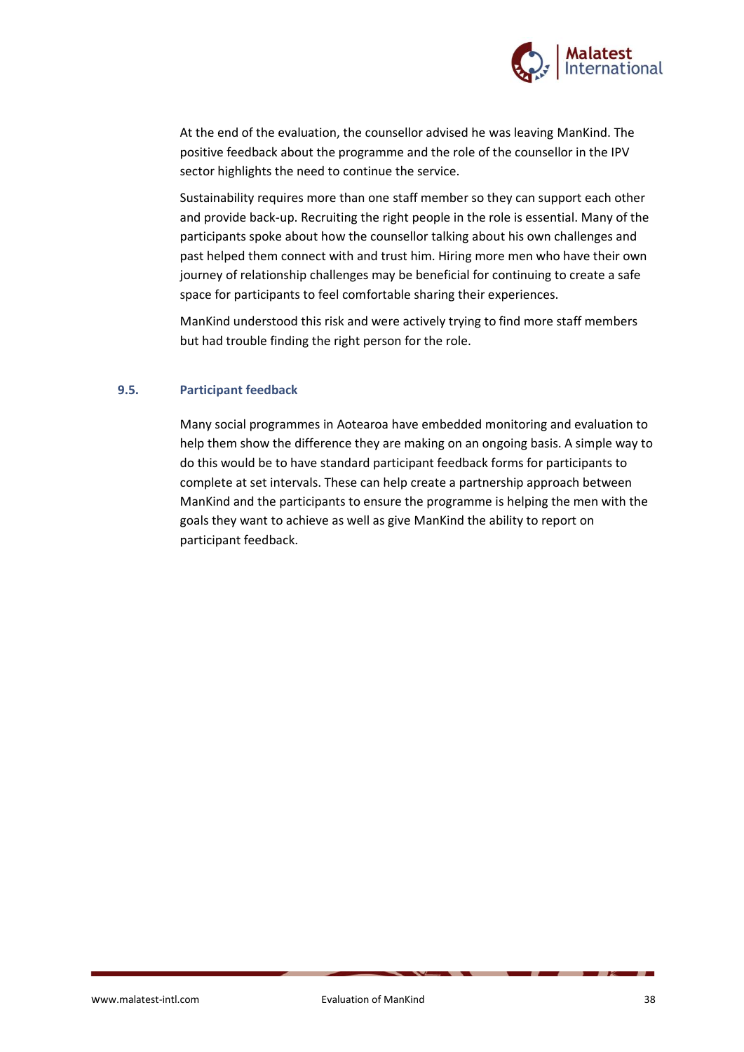At the end of the evaluation, the counsellor advised he was leaving ManKind. The positive feedback about the programme and the role of the counsellor in the IPV sector highlights the need to continue the service.

Sustainability requires more than one staff member so they can support each other and provide back-up. Recruiting the right people in the role is essential. Many of the participants spoke about how the counsellor talking about his own challenges and past helped them connect with and trust him. Hiring more men who have their own journey of relationship challenges may be beneficial for continuing to create a safe space for participants to feel comfortable sharing their experiences.

ManKind understood this risk and were actively trying to find more staff members but had trouble finding the right person for the role.

### 9.5. Participant feedback

Many social programmes in Aotearoa have embedded monitoring and evaluation to help them show the difference they are making on an ongoing basis. A simple way to do this would be to have standard participant feedback forms for participants to complete at set intervals. These can help create a partnership approach between ManKind and the participants to ensure the programme is helping the men with the goals they want to achieve as well as give ManKind the ability to report on participant feedback.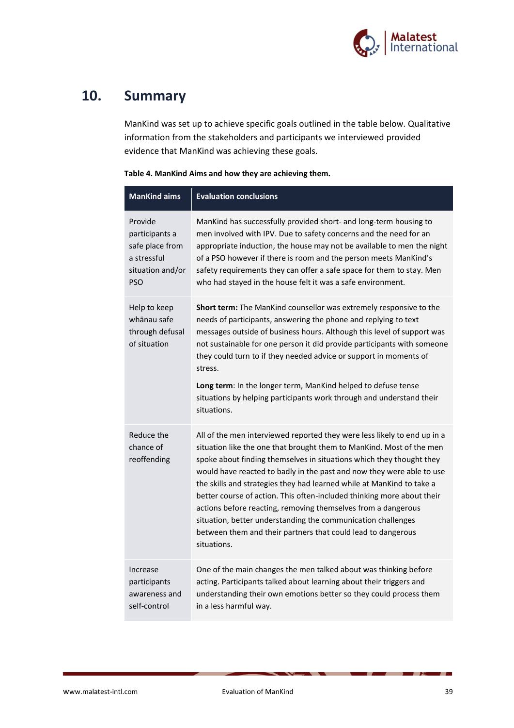# 10. Summary

ManKind was set up to achieve specific goals outlined in the table below. Qualitative information from the stakeholders and participants we interviewed provided evidence that ManKind was achieving these goals.

**Table 4. ManKind Aims and how they are achieving them.**

| ManKind aims | Evaluation conclusions |
|---|---|
| Provide participants a safe place from a stressful situation and/or PSO | ManKind has successfully provided short- and long-term housing to men involved with IPV. Due to safety concerns and the need for an appropriate induction, the house may not be available to men the night of a PSO however if there is room and the person meets ManKind's safety requirements they can offer a safe space for them to stay. Men who had stayed in the house felt it was a safe environment. |
| Help to keep whānau safe through defusal of situation | **Short term:** The ManKind counsellor was extremely responsive to the needs of participants, answering the phone and replying to text messages outside of business hours. Although this level of support was not sustainable for one person it did provide participants with someone they could turn to if they needed advice or support in moments of stress. **Long term**: In the longer term, ManKind helped to defuse tense situations by helping participants work through and understand their situations. |
| Reduce the chance of reoffending | All of the men interviewed reported they were less likely to end up in a situation like the one that brought them to ManKind. Most of the men spoke about finding themselves in situations which they thought they would have reacted to badly in the past and now they were able to use the skills and strategies they had learned while at ManKind to take a better course of action. This often-included thinking more about their actions before reacting, removing themselves from a dangerous situation, better understanding the communication challenges between them and their partners that could lead to dangerous situations. |
| Increase participants awareness and self-control | One of the main changes the men talked about was thinking before acting. Participants talked about learning about their triggers and understanding their own emotions better so they could process them in a less harmful way. |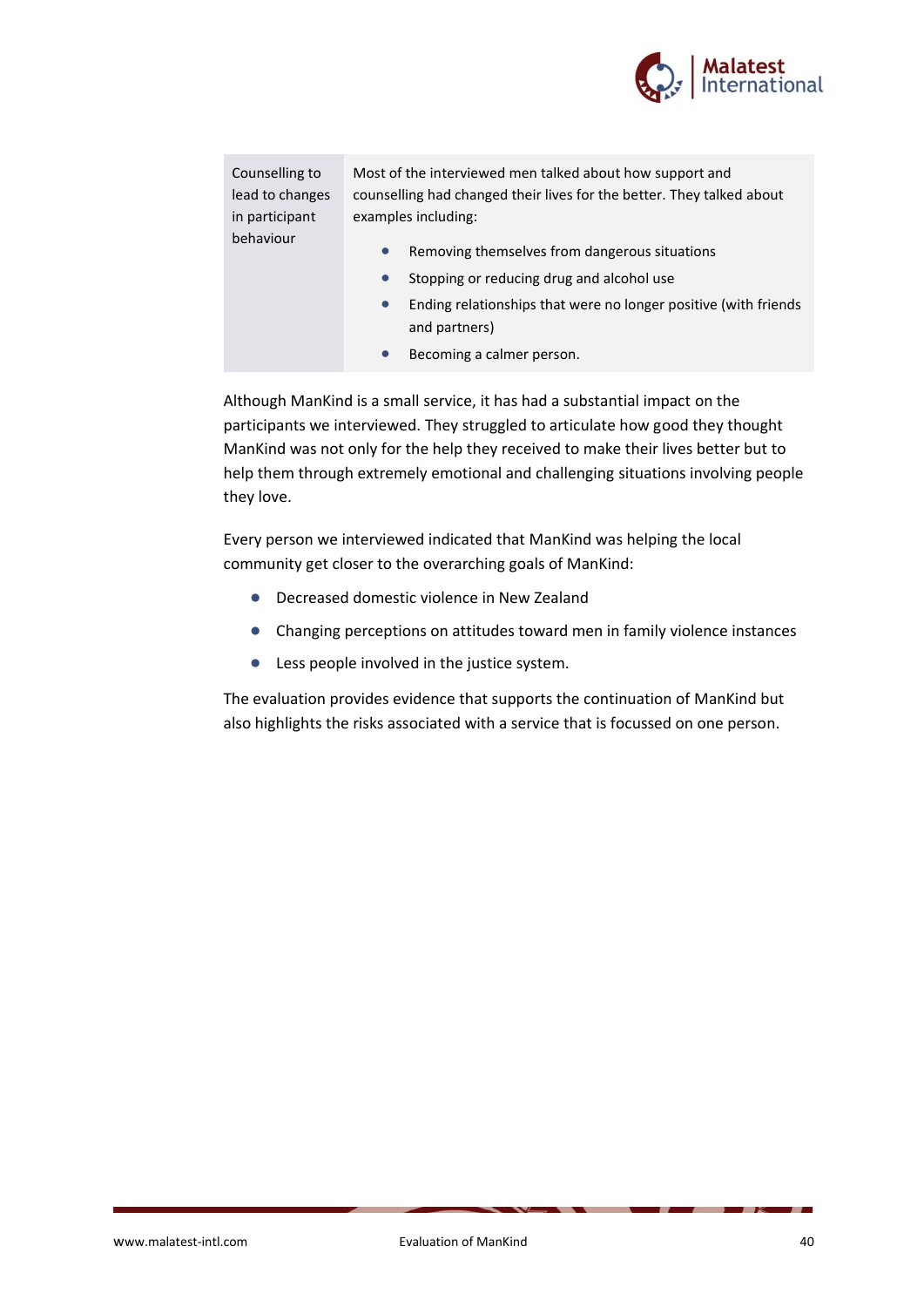| | |
|---|---|
| Counselling to lead to changes in participant behaviour | Most of the interviewed men talked about how support and counselling had changed their lives for the better. They talked about examples including:<br>• Removing themselves from dangerous situations<br>• Stopping or reducing drug and alcohol use<br>• Ending relationships that were no longer positive (with friends and partners)<br>• Becoming a calmer person. |

Although ManKind is a small service, it has had a substantial impact on the participants we interviewed. They struggled to articulate how good they thought ManKind was not only for the help they received to make their lives better but to help them through extremely emotional and challenging situations involving people they love.

Every person we interviewed indicated that ManKind was helping the local community get closer to the overarching goals of ManKind:

- Decreased domestic violence in New Zealand
- Changing perceptions on attitudes toward men in family violence instances
- Less people involved in the justice system.

The evaluation provides evidence that supports the continuation of ManKind but also highlights the risks associated with a service that is focussed on one person.